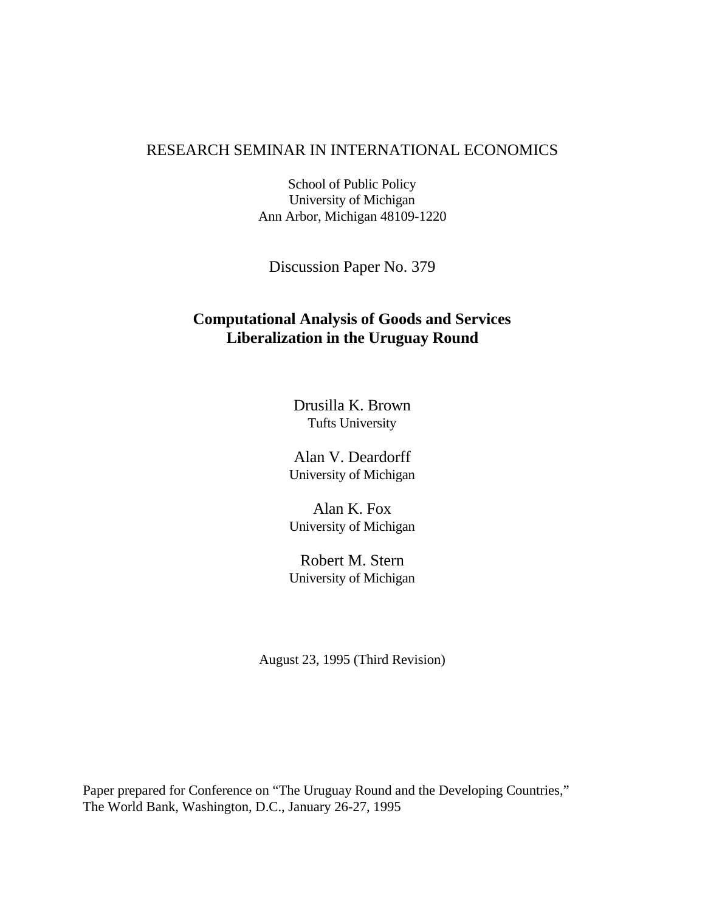RESEARCH SEMINAR IN INTERNATIONAL ECONOMICS

School of Public Policy
University of Michigan
Ann Arbor, Michigan 48109-1220

Discussion Paper No. 379

# Computational Analysis of Goods and Services Liberalization in the Uruguay Round

Drusilla K. Brown
Tufts University

Alan V. Deardorff
University of Michigan

Alan K. Fox
University of Michigan

Robert M. Stern
University of Michigan

August 23, 1995 (Third Revision)

Paper prepared for Conference on "The Uruguay Round and the Developing Countries," The World Bank, Washington, D.C., January 26-27, 1995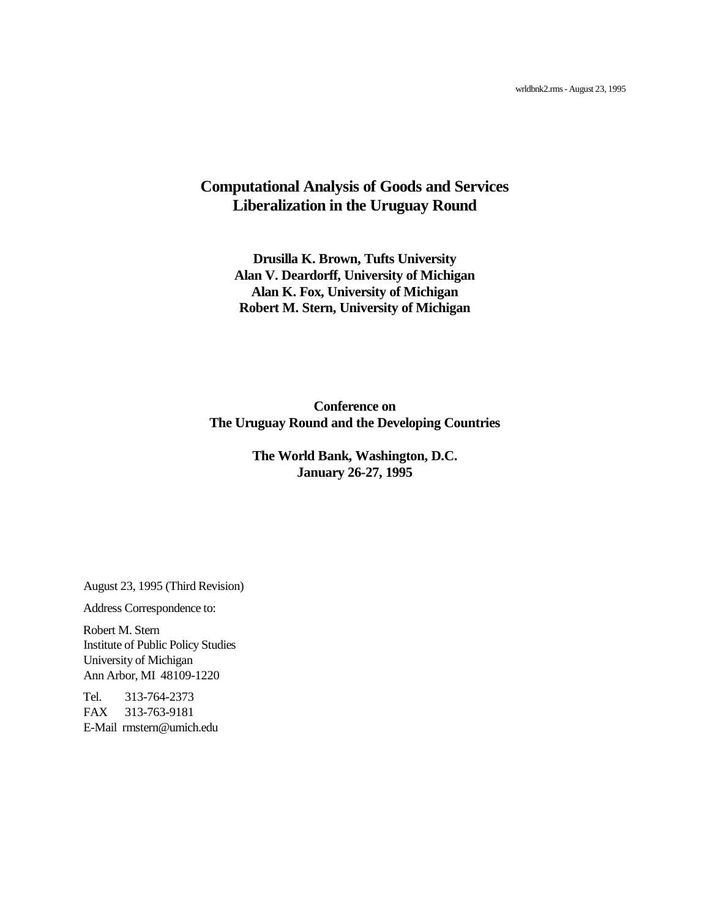wrldbnk2.rms - August 23, 1995

# Computational Analysis of Goods and Services Liberalization in the Uruguay Round

**Drusilla K. Brown, Tufts University**
**Alan V. Deardorff, University of Michigan**
**Alan K. Fox, University of Michigan**
**Robert M. Stern, University of Michigan**

**Conference on**
**The Uruguay Round and the Developing Countries**

**The World Bank, Washington, D.C.**
**January 26-27, 1995**

August 23, 1995 (Third Revision)

Address Correspondence to:

Robert M. Stern
Institute of Public Policy Studies
University of Michigan
Ann Arbor, MI 48109-1220

Tel. 313-764-2373
FAX 313-763-9181
E-Mail rmstern@umich.edu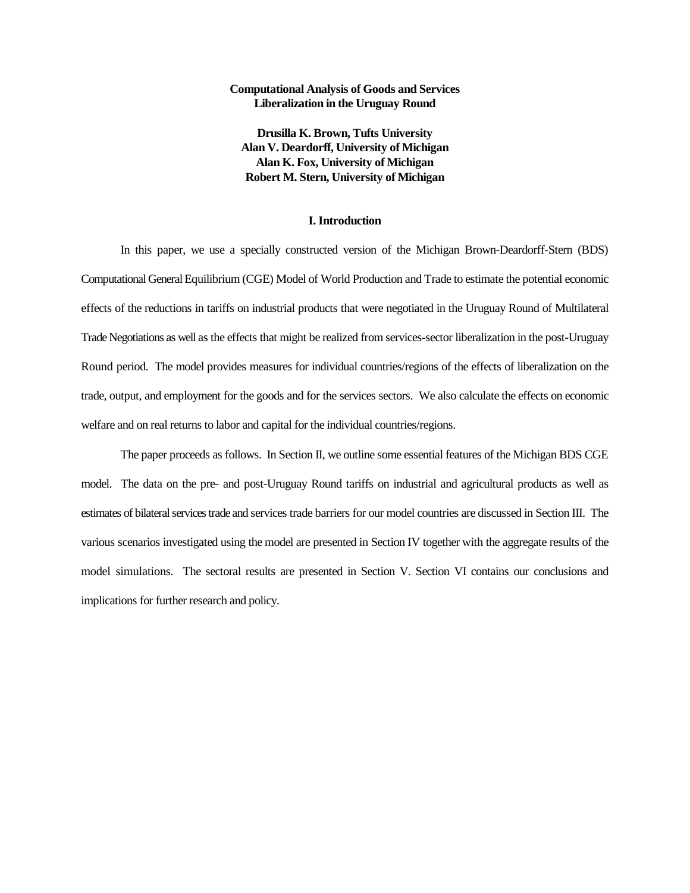# Computational Analysis of Goods and Services Liberalization in the Uruguay Round

**Drusilla K. Brown, Tufts University**
**Alan V. Deardorff, University of Michigan**
**Alan K. Fox, University of Michigan**
**Robert M. Stern, University of Michigan**

## I. Introduction

In this paper, we use a specially constructed version of the Michigan Brown-Deardorff-Stern (BDS) Computational General Equilibrium (CGE) Model of World Production and Trade to estimate the potential economic effects of the reductions in tariffs on industrial products that were negotiated in the Uruguay Round of Multilateral Trade Negotiations as well as the effects that might be realized from services-sector liberalization in the post-Uruguay Round period. The model provides measures for individual countries/regions of the effects of liberalization on the trade, output, and employment for the goods and for the services sectors. We also calculate the effects on economic welfare and on real returns to labor and capital for the individual countries/regions.

The paper proceeds as follows. In Section II, we outline some essential features of the Michigan BDS CGE model. The data on the pre- and post-Uruguay Round tariffs on industrial and agricultural products as well as estimates of bilateral services trade and services trade barriers for our model countries are discussed in Section III. The various scenarios investigated using the model are presented in Section IV together with the aggregate results of the model simulations. The sectoral results are presented in Section V. Section VI contains our conclusions and implications for further research and policy.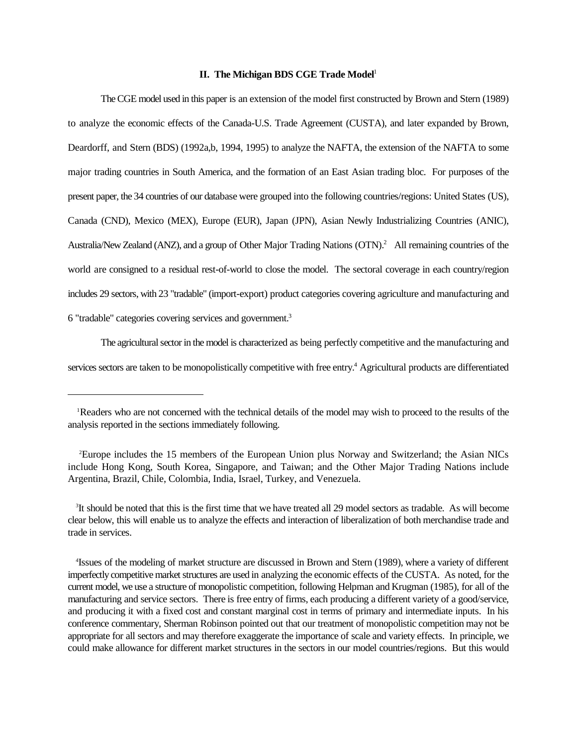## II. The Michigan BDS CGE Trade Model[1]

The CGE model used in this paper is an extension of the model first constructed by Brown and Stern (1989) to analyze the economic effects of the Canada-U.S. Trade Agreement (CUSTA), and later expanded by Brown, Deardorff, and Stern (BDS) (1992a,b, 1994, 1995) to analyze the NAFTA, the extension of the NAFTA to some major trading countries in South America, and the formation of an East Asian trading bloc. For purposes of the present paper, the 34 countries of our database were grouped into the following countries/regions: United States (US), Canada (CND), Mexico (MEX), Europe (EUR), Japan (JPN), Asian Newly Industrializing Countries (ANIC), Australia/New Zealand (ANZ), and a group of Other Major Trading Nations (OTN).[2] All remaining countries of the world are consigned to a residual rest-of-world to close the model. The sectoral coverage in each country/region includes 29 sectors, with 23 "tradable" (import-export) product categories covering agriculture and manufacturing and 6 "tradable" categories covering services and government.[3]

The agricultural sector in the model is characterized as being perfectly competitive and the manufacturing and services sectors are taken to be monopolistically competitive with free entry.[4] Agricultural products are differentiated

---

[1]Readers who are not concerned with the technical details of the model may wish to proceed to the results of the analysis reported in the sections immediately following.

[2]Europe includes the 15 members of the European Union plus Norway and Switzerland; the Asian NICs include Hong Kong, South Korea, Singapore, and Taiwan; and the Other Major Trading Nations include Argentina, Brazil, Chile, Colombia, India, Israel, Turkey, and Venezuela.

[3]It should be noted that this is the first time that we have treated all 29 model sectors as tradable. As will become clear below, this will enable us to analyze the effects and interaction of liberalization of both merchandise trade and trade in services.

[4]Issues of the modeling of market structure are discussed in Brown and Stern (1989), where a variety of different imperfectly competitive market structures are used in analyzing the economic effects of the CUSTA. As noted, for the current model, we use a structure of monopolistic competition, following Helpman and Krugman (1985), for all of the manufacturing and service sectors. There is free entry of firms, each producing a different variety of a good/service, and producing it with a fixed cost and constant marginal cost in terms of primary and intermediate inputs. In his conference commentary, Sherman Robinson pointed out that our treatment of monopolistic competition may not be appropriate for all sectors and may therefore exaggerate the importance of scale and variety effects. In principle, we could make allowance for different market structures in the sectors in our model countries/regions. But this would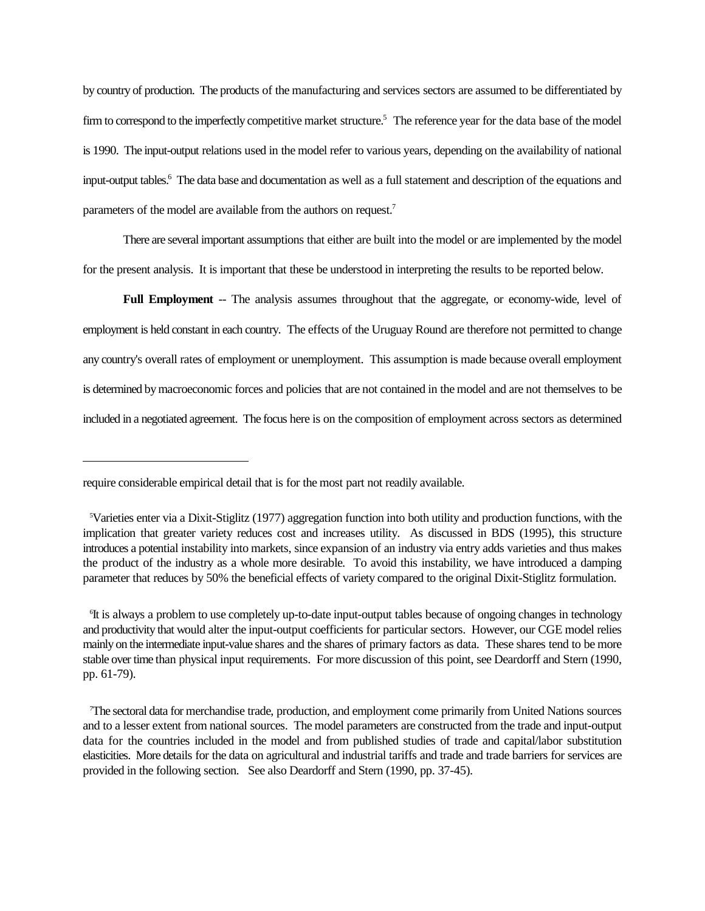by country of production. The products of the manufacturing and services sectors are assumed to be differentiated by firm to correspond to the imperfectly competitive market structure.[5] The reference year for the data base of the model is 1990. The input-output relations used in the model refer to various years, depending on the availability of national input-output tables.[6] The data base and documentation as well as a full statement and description of the equations and parameters of the model are available from the authors on request.[7]

There are several important assumptions that either are built into the model or are implemented by the model for the present analysis. It is important that these be understood in interpreting the results to be reported below.

**Full Employment** -- The analysis assumes throughout that the aggregate, or economy-wide, level of employment is held constant in each country. The effects of the Uruguay Round are therefore not permitted to change any country's overall rates of employment or unemployment. This assumption is made because overall employment is determined by macroeconomic forces and policies that are not contained in the model and are not themselves to be included in a negotiated agreement. The focus here is on the composition of employment across sectors as determined

---

require considerable empirical detail that is for the most part not readily available.

[5]Varieties enter via a Dixit-Stiglitz (1977) aggregation function into both utility and production functions, with the implication that greater variety reduces cost and increases utility. As discussed in BDS (1995), this structure introduces a potential instability into markets, since expansion of an industry via entry adds varieties and thus makes the product of the industry as a whole more desirable. To avoid this instability, we have introduced a damping parameter that reduces by 50% the beneficial effects of variety compared to the original Dixit-Stiglitz formulation.

[6]It is always a problem to use completely up-to-date input-output tables because of ongoing changes in technology and productivity that would alter the input-output coefficients for particular sectors. However, our CGE model relies mainly on the intermediate input-value shares and the shares of primary factors as data. These shares tend to be more stable over time than physical input requirements. For more discussion of this point, see Deardorff and Stern (1990, pp. 61-79).

[7]The sectoral data for merchandise trade, production, and employment come primarily from United Nations sources and to a lesser extent from national sources. The model parameters are constructed from the trade and input-output data for the countries included in the model and from published studies of trade and capital/labor substitution elasticities. More details for the data on agricultural and industrial tariffs and trade and trade barriers for services are provided in the following section. See also Deardorff and Stern (1990, pp. 37-45).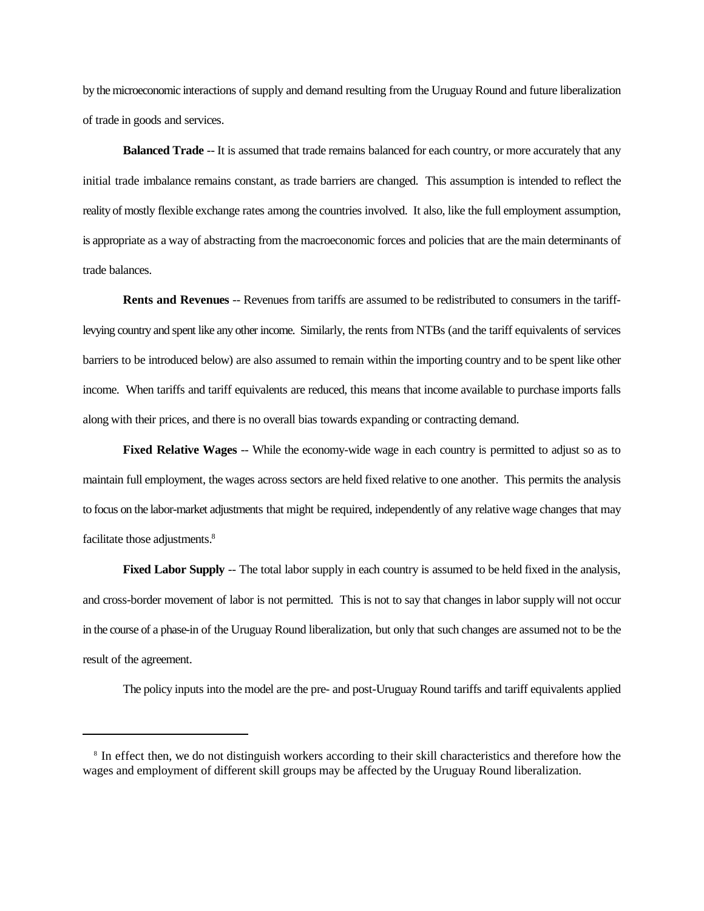by the microeconomic interactions of supply and demand resulting from the Uruguay Round and future liberalization of trade in goods and services.

**Balanced Trade** -- It is assumed that trade remains balanced for each country, or more accurately that any initial trade imbalance remains constant, as trade barriers are changed. This assumption is intended to reflect the reality of mostly flexible exchange rates among the countries involved. It also, like the full employment assumption, is appropriate as a way of abstracting from the macroeconomic forces and policies that are the main determinants of trade balances.

**Rents and Revenues** -- Revenues from tariffs are assumed to be redistributed to consumers in the tariff-levying country and spent like any other income. Similarly, the rents from NTBs (and the tariff equivalents of services barriers to be introduced below) are also assumed to remain within the importing country and to be spent like other income. When tariffs and tariff equivalents are reduced, this means that income available to purchase imports falls along with their prices, and there is no overall bias towards expanding or contracting demand.

**Fixed Relative Wages** -- While the economy-wide wage in each country is permitted to adjust so as to maintain full employment, the wages across sectors are held fixed relative to one another. This permits the analysis to focus on the labor-market adjustments that might be required, independently of any relative wage changes that may facilitate those adjustments.[8]

**Fixed Labor Supply** -- The total labor supply in each country is assumed to be held fixed in the analysis, and cross-border movement of labor is not permitted. This is not to say that changes in labor supply will not occur in the course of a phase-in of the Uruguay Round liberalization, but only that such changes are assumed not to be the result of the agreement.

The policy inputs into the model are the pre- and post-Uruguay Round tariffs and tariff equivalents applied

---

[8] In effect then, we do not distinguish workers according to their skill characteristics and therefore how the wages and employment of different skill groups may be affected by the Uruguay Round liberalization.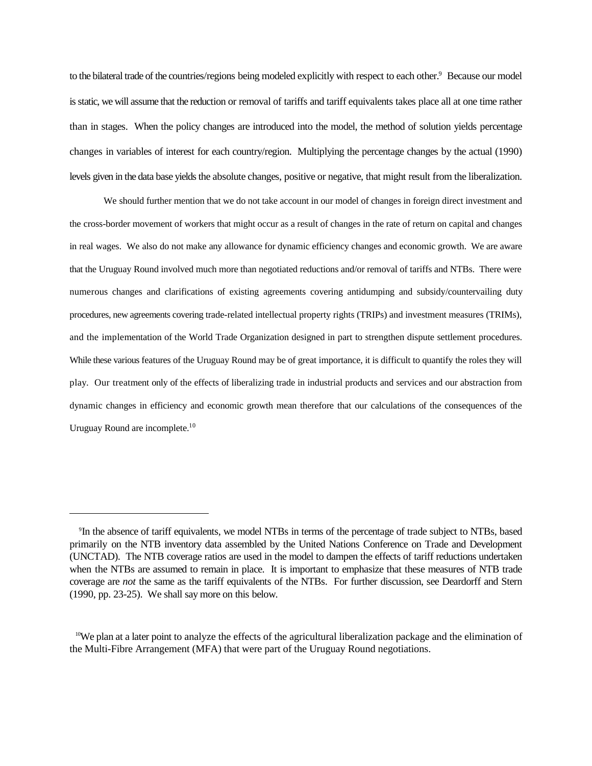to the bilateral trade of the countries/regions being modeled explicitly with respect to each other.[9] Because our model is static, we will assume that the reduction or removal of tariffs and tariff equivalents takes place all at one time rather than in stages. When the policy changes are introduced into the model, the method of solution yields percentage changes in variables of interest for each country/region. Multiplying the percentage changes by the actual (1990) levels given in the data base yields the absolute changes, positive or negative, that might result from the liberalization.

We should further mention that we do not take account in our model of changes in foreign direct investment and the cross-border movement of workers that might occur as a result of changes in the rate of return on capital and changes in real wages. We also do not make any allowance for dynamic efficiency changes and economic growth. We are aware that the Uruguay Round involved much more than negotiated reductions and/or removal of tariffs and NTBs. There were numerous changes and clarifications of existing agreements covering antidumping and subsidy/countervailing duty procedures, new agreements covering trade-related intellectual property rights (TRIPs) and investment measures (TRIMs), and the implementation of the World Trade Organization designed in part to strengthen dispute settlement procedures. While these various features of the Uruguay Round may be of great importance, it is difficult to quantify the roles they will play. Our treatment only of the effects of liberalizing trade in industrial products and services and our abstraction from dynamic changes in efficiency and economic growth mean therefore that our calculations of the consequences of the Uruguay Round are incomplete.[10]

---

[9] In the absence of tariff equivalents, we model NTBs in terms of the percentage of trade subject to NTBs, based primarily on the NTB inventory data assembled by the United Nations Conference on Trade and Development (UNCTAD). The NTB coverage ratios are used in the model to dampen the effects of tariff reductions undertaken when the NTBs are assumed to remain in place. It is important to emphasize that these measures of NTB trade coverage are *not* the same as the tariff equivalents of the NTBs. For further discussion, see Deardorff and Stern (1990, pp. 23-25). We shall say more on this below.

[10] We plan at a later point to analyze the effects of the agricultural liberalization package and the elimination of the Multi-Fibre Arrangement (MFA) that were part of the Uruguay Round negotiations.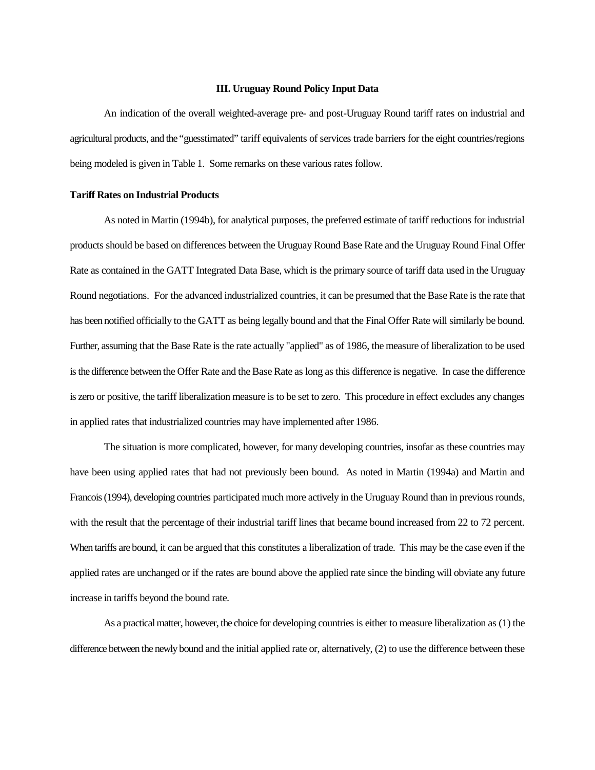### III. Uruguay Round Policy Input Data

An indication of the overall weighted-average pre- and post-Uruguay Round tariff rates on industrial and agricultural products, and the "guesstimated" tariff equivalents of services trade barriers for the eight countries/regions being modeled is given in Table 1. Some remarks on these various rates follow.

**Tariff Rates on Industrial Products**

As noted in Martin (1994b), for analytical purposes, the preferred estimate of tariff reductions for industrial products should be based on differences between the Uruguay Round Base Rate and the Uruguay Round Final Offer Rate as contained in the GATT Integrated Data Base, which is the primary source of tariff data used in the Uruguay Round negotiations. For the advanced industrialized countries, it can be presumed that the Base Rate is the rate that has been notified officially to the GATT as being legally bound and that the Final Offer Rate will similarly be bound. Further, assuming that the Base Rate is the rate actually "applied" as of 1986, the measure of liberalization to be used is the difference between the Offer Rate and the Base Rate as long as this difference is negative. In case the difference is zero or positive, the tariff liberalization measure is to be set to zero. This procedure in effect excludes any changes in applied rates that industrialized countries may have implemented after 1986.

The situation is more complicated, however, for many developing countries, insofar as these countries may have been using applied rates that had not previously been bound. As noted in Martin (1994a) and Martin and Francois (1994), developing countries participated much more actively in the Uruguay Round than in previous rounds, with the result that the percentage of their industrial tariff lines that became bound increased from 22 to 72 percent. When tariffs are bound, it can be argued that this constitutes a liberalization of trade. This may be the case even if the applied rates are unchanged or if the rates are bound above the applied rate since the binding will obviate any future increase in tariffs beyond the bound rate.

As a practical matter, however, the choice for developing countries is either to measure liberalization as (1) the difference between the newly bound and the initial applied rate or, alternatively, (2) to use the difference between these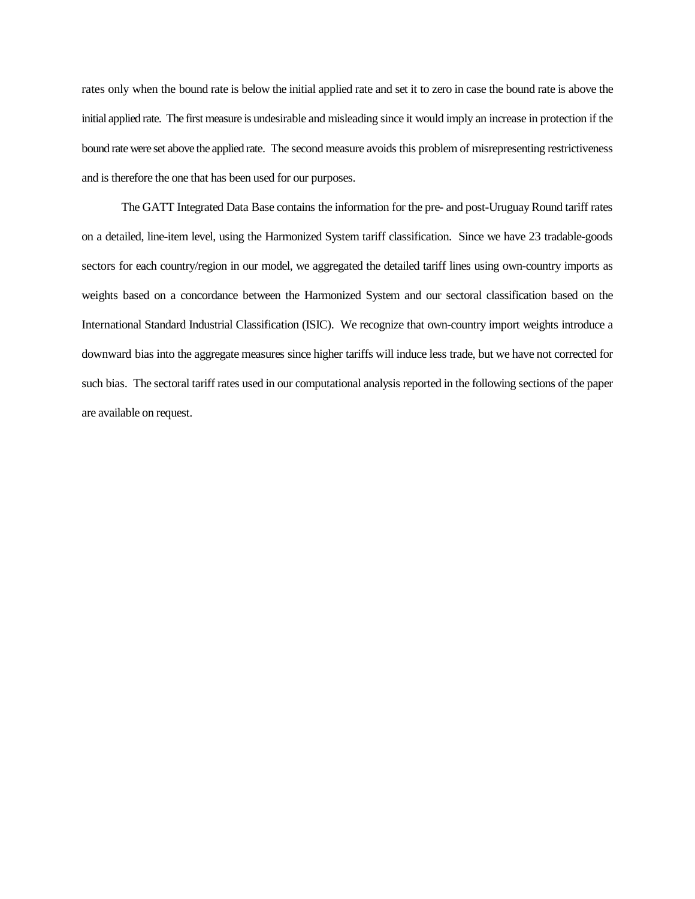rates only when the bound rate is below the initial applied rate and set it to zero in case the bound rate is above the initial applied rate. The first measure is undesirable and misleading since it would imply an increase in protection if the bound rate were set above the applied rate. The second measure avoids this problem of misrepresenting restrictiveness and is therefore the one that has been used for our purposes.

The GATT Integrated Data Base contains the information for the pre- and post-Uruguay Round tariff rates on a detailed, line-item level, using the Harmonized System tariff classification. Since we have 23 tradable-goods sectors for each country/region in our model, we aggregated the detailed tariff lines using own-country imports as weights based on a concordance between the Harmonized System and our sectoral classification based on the International Standard Industrial Classification (ISIC). We recognize that own-country import weights introduce a downward bias into the aggregate measures since higher tariffs will induce less trade, but we have not corrected for such bias. The sectoral tariff rates used in our computational analysis reported in the following sections of the paper are available on request.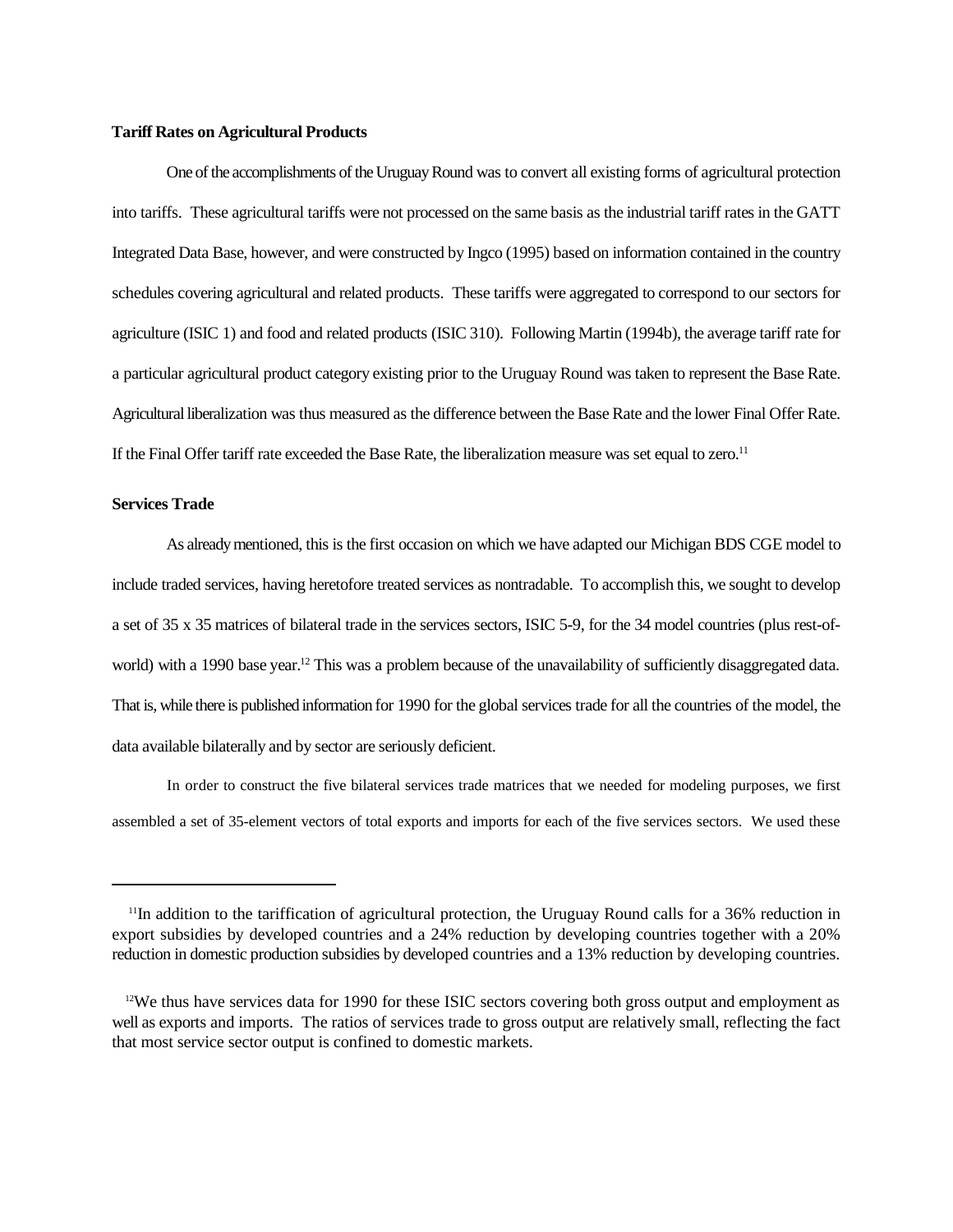**Tariff Rates on Agricultural Products**

One of the accomplishments of the Uruguay Round was to convert all existing forms of agricultural protection into tariffs. These agricultural tariffs were not processed on the same basis as the industrial tariff rates in the GATT Integrated Data Base, however, and were constructed by Ingco (1995) based on information contained in the country schedules covering agricultural and related products. These tariffs were aggregated to correspond to our sectors for agriculture (ISIC 1) and food and related products (ISIC 310). Following Martin (1994b), the average tariff rate for a particular agricultural product category existing prior to the Uruguay Round was taken to represent the Base Rate. Agricultural liberalization was thus measured as the difference between the Base Rate and the lower Final Offer Rate. If the Final Offer tariff rate exceeded the Base Rate, the liberalization measure was set equal to zero.[11]

**Services Trade**

As already mentioned, this is the first occasion on which we have adapted our Michigan BDS CGE model to include traded services, having heretofore treated services as nontradable. To accomplish this, we sought to develop a set of 35 x 35 matrices of bilateral trade in the services sectors, ISIC 5-9, for the 34 model countries (plus rest-of-world) with a 1990 base year.[12] This was a problem because of the unavailability of sufficiently disaggregated data. That is, while there is published information for 1990 for the global services trade for all the countries of the model, the data available bilaterally and by sector are seriously deficient.

In order to construct the five bilateral services trade matrices that we needed for modeling purposes, we first assembled a set of 35-element vectors of total exports and imports for each of the five services sectors. We used these

---

[11] In addition to the tariffication of agricultural protection, the Uruguay Round calls for a 36% reduction in export subsidies by developed countries and a 24% reduction by developing countries together with a 20% reduction in domestic production subsidies by developed countries and a 13% reduction by developing countries.

[12] We thus have services data for 1990 for these ISIC sectors covering both gross output and employment as well as exports and imports. The ratios of services trade to gross output are relatively small, reflecting the fact that most service sector output is confined to domestic markets.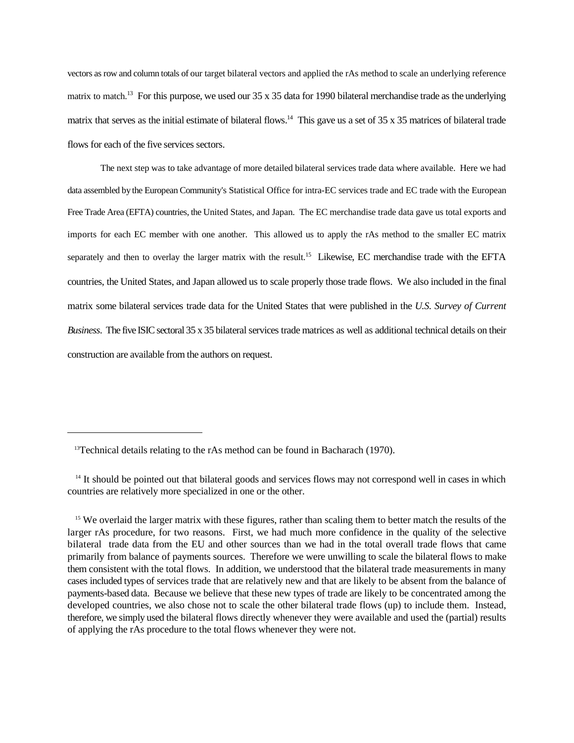vectors as row and column totals of our target bilateral vectors and applied the rAs method to scale an underlying reference matrix to match.[13] For this purpose, we used our 35 x 35 data for 1990 bilateral merchandise trade as the underlying matrix that serves as the initial estimate of bilateral flows.[14] This gave us a set of 35 x 35 matrices of bilateral trade flows for each of the five services sectors.

The next step was to take advantage of more detailed bilateral services trade data where available. Here we had data assembled by the European Community's Statistical Office for intra-EC services trade and EC trade with the European Free Trade Area (EFTA) countries, the United States, and Japan. The EC merchandise trade data gave us total exports and imports for each EC member with one another. This allowed us to apply the rAs method to the smaller EC matrix separately and then to overlay the larger matrix with the result.[15] Likewise, EC merchandise trade with the EFTA countries, the United States, and Japan allowed us to scale properly those trade flows. We also included in the final matrix some bilateral services trade data for the United States that were published in the *U.S. Survey of Current Business*. The five ISIC sectoral 35 x 35 bilateral services trade matrices as well as additional technical details on their construction are available from the authors on request.

---

[13] Technical details relating to the rAs method can be found in Bacharach (1970).

[14] It should be pointed out that bilateral goods and services flows may not correspond well in cases in which countries are relatively more specialized in one or the other.

[15] We overlaid the larger matrix with these figures, rather than scaling them to better match the results of the larger rAs procedure, for two reasons. First, we had much more confidence in the quality of the selective bilateral trade data from the EU and other sources than we had in the total overall trade flows that came primarily from balance of payments sources. Therefore we were unwilling to scale the bilateral flows to make them consistent with the total flows. In addition, we understood that the bilateral trade measurements in many cases included types of services trade that are relatively new and that are likely to be absent from the balance of payments-based data. Because we believe that these new types of trade are likely to be concentrated among the developed countries, we also chose not to scale the other bilateral trade flows (up) to include them. Instead, therefore, we simply used the bilateral flows directly whenever they were available and used the (partial) results of applying the rAs procedure to the total flows whenever they were not.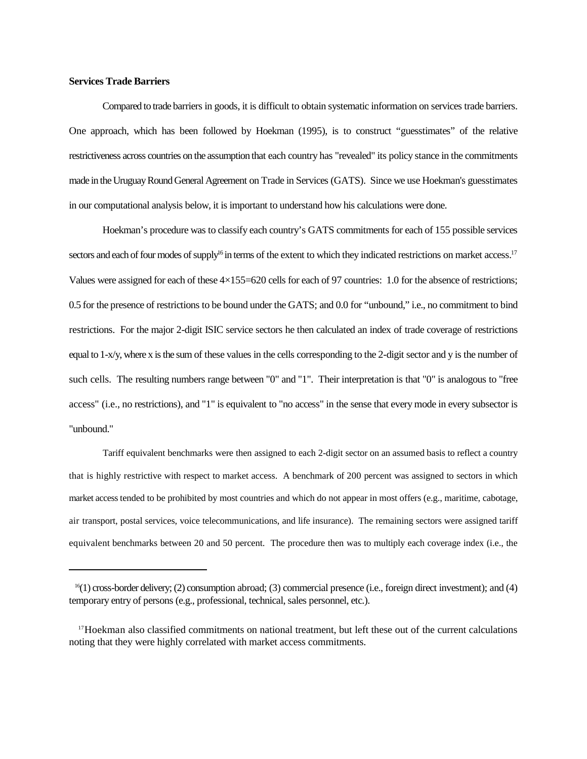**Services Trade Barriers**

Compared to trade barriers in goods, it is difficult to obtain systematic information on services trade barriers. One approach, which has been followed by Hoekman (1995), is to construct "guesstimates" of the relative restrictiveness across countries on the assumption that each country has "revealed" its policy stance in the commitments made in the Uruguay Round General Agreement on Trade in Services (GATS). Since we use Hoekman's guesstimates in our computational analysis below, it is important to understand how his calculations were done.

Hoekman's procedure was to classify each country's GATS commitments for each of 155 possible services sectors and each of four modes of supply[16] in terms of the extent to which they indicated restrictions on market access.[17] Values were assigned for each of these 4×155=620 cells for each of 97 countries: 1.0 for the absence of restrictions; 0.5 for the presence of restrictions to be bound under the GATS; and 0.0 for "unbound," i.e., no commitment to bind restrictions. For the major 2-digit ISIC service sectors he then calculated an index of trade coverage of restrictions equal to 1-x/y, where x is the sum of these values in the cells corresponding to the 2-digit sector and y is the number of such cells. The resulting numbers range between "0" and "1". Their interpretation is that "0" is analogous to "free access" (i.e., no restrictions), and "1" is equivalent to "no access" in the sense that every mode in every subsector is "unbound."

Tariff equivalent benchmarks were then assigned to each 2-digit sector on an assumed basis to reflect a country that is highly restrictive with respect to market access. A benchmark of 200 percent was assigned to sectors in which market access tended to be prohibited by most countries and which do not appear in most offers (e.g., maritime, cabotage, air transport, postal services, voice telecommunications, and life insurance). The remaining sectors were assigned tariff equivalent benchmarks between 20 and 50 percent. The procedure then was to multiply each coverage index (i.e., the

---

[16](1) cross-border delivery; (2) consumption abroad; (3) commercial presence (i.e., foreign direct investment); and (4) temporary entry of persons (e.g., professional, technical, sales personnel, etc.).

[17]Hoekman also classified commitments on national treatment, but left these out of the current calculations noting that they were highly correlated with market access commitments.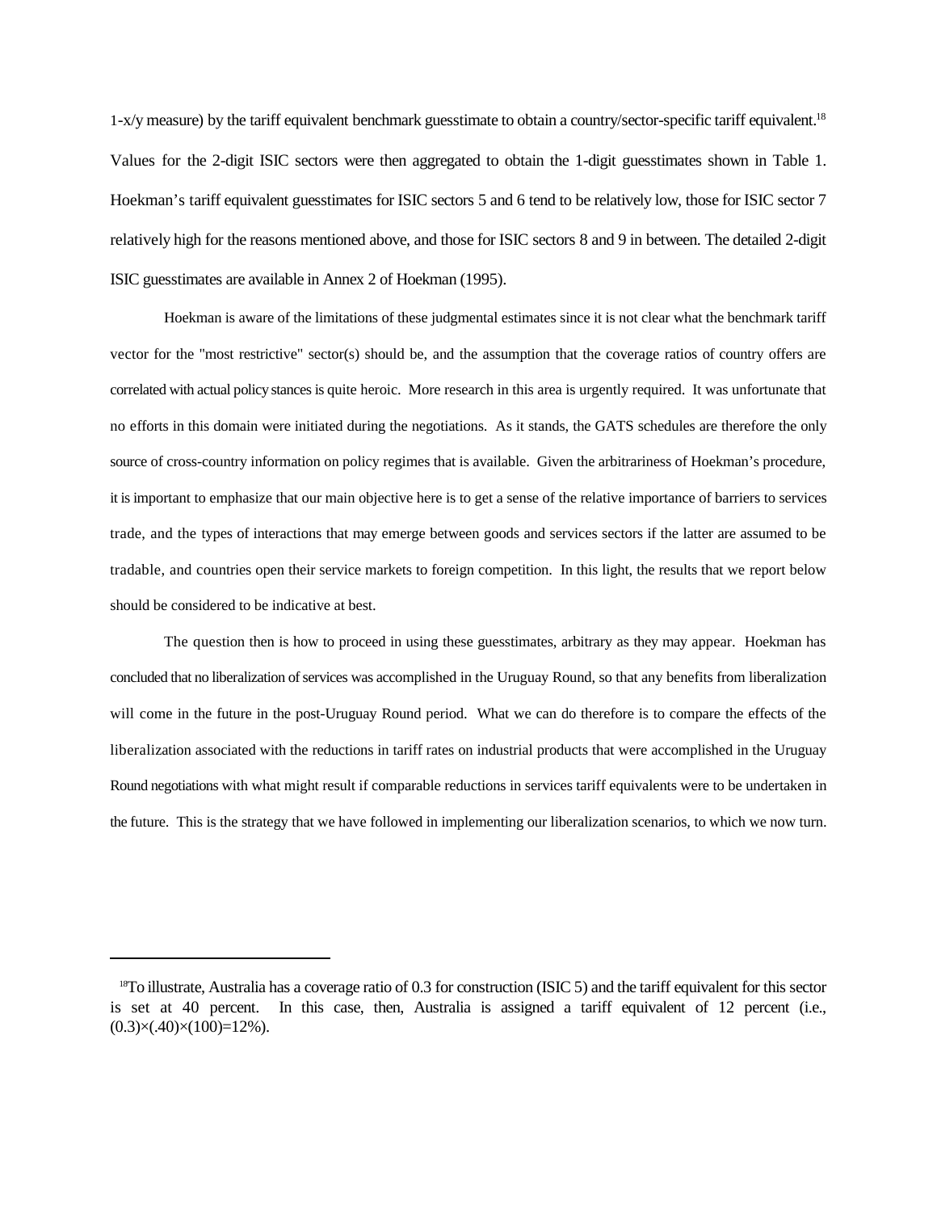1-x/y measure) by the tariff equivalent benchmark guesstimate to obtain a country/sector-specific tariff equivalent.[18] Values for the 2-digit ISIC sectors were then aggregated to obtain the 1-digit guesstimates shown in Table 1. Hoekman's tariff equivalent guesstimates for ISIC sectors 5 and 6 tend to be relatively low, those for ISIC sector 7 relatively high for the reasons mentioned above, and those for ISIC sectors 8 and 9 in between. The detailed 2-digit ISIC guesstimates are available in Annex 2 of Hoekman (1995).

Hoekman is aware of the limitations of these judgmental estimates since it is not clear what the benchmark tariff vector for the "most restrictive" sector(s) should be, and the assumption that the coverage ratios of country offers are correlated with actual policy stances is quite heroic. More research in this area is urgently required. It was unfortunate that no efforts in this domain were initiated during the negotiations. As it stands, the GATS schedules are therefore the only source of cross-country information on policy regimes that is available. Given the arbitrariness of Hoekman's procedure, it is important to emphasize that our main objective here is to get a sense of the relative importance of barriers to services trade, and the types of interactions that may emerge between goods and services sectors if the latter are assumed to be tradable, and countries open their service markets to foreign competition. In this light, the results that we report below should be considered to be indicative at best.

The question then is how to proceed in using these guesstimates, arbitrary as they may appear. Hoekman has concluded that no liberalization of services was accomplished in the Uruguay Round, so that any benefits from liberalization will come in the future in the post-Uruguay Round period. What we can do therefore is to compare the effects of the liberalization associated with the reductions in tariff rates on industrial products that were accomplished in the Uruguay Round negotiations with what might result if comparable reductions in services tariff equivalents were to be undertaken in the future. This is the strategy that we have followed in implementing our liberalization scenarios, to which we now turn.

---

[18] To illustrate, Australia has a coverage ratio of 0.3 for construction (ISIC 5) and the tariff equivalent for this sector is set at 40 percent. In this case, then, Australia is assigned a tariff equivalent of 12 percent (i.e., $(0.3)\times(.40)\times(100)=12\%$).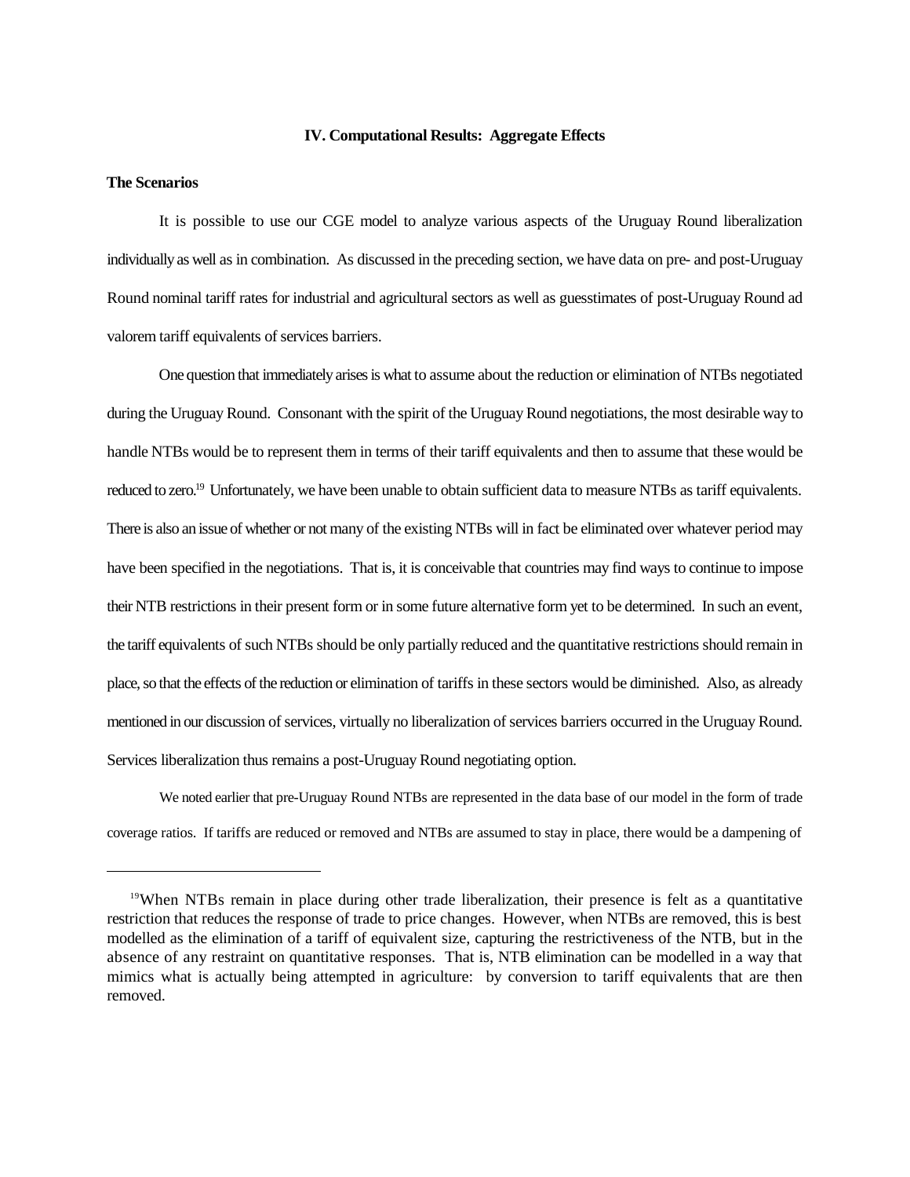## IV. Computational Results: Aggregate Effects

### The Scenarios

It is possible to use our CGE model to analyze various aspects of the Uruguay Round liberalization individually as well as in combination. As discussed in the preceding section, we have data on pre- and post-Uruguay Round nominal tariff rates for industrial and agricultural sectors as well as guesstimates of post-Uruguay Round ad valorem tariff equivalents of services barriers.

One question that immediately arises is what to assume about the reduction or elimination of NTBs negotiated during the Uruguay Round. Consonant with the spirit of the Uruguay Round negotiations, the most desirable way to handle NTBs would be to represent them in terms of their tariff equivalents and then to assume that these would be reduced to zero.[19] Unfortunately, we have been unable to obtain sufficient data to measure NTBs as tariff equivalents. There is also an issue of whether or not many of the existing NTBs will in fact be eliminated over whatever period may have been specified in the negotiations. That is, it is conceivable that countries may find ways to continue to impose their NTB restrictions in their present form or in some future alternative form yet to be determined. In such an event, the tariff equivalents of such NTBs should be only partially reduced and the quantitative restrictions should remain in place, so that the effects of the reduction or elimination of tariffs in these sectors would be diminished. Also, as already mentioned in our discussion of services, virtually no liberalization of services barriers occurred in the Uruguay Round. Services liberalization thus remains a post-Uruguay Round negotiating option.

We noted earlier that pre-Uruguay Round NTBs are represented in the data base of our model in the form of trade coverage ratios. If tariffs are reduced or removed and NTBs are assumed to stay in place, there would be a dampening of

---

[19] When NTBs remain in place during other trade liberalization, their presence is felt as a quantitative restriction that reduces the response of trade to price changes. However, when NTBs are removed, this is best modelled as the elimination of a tariff of equivalent size, capturing the restrictiveness of the NTB, but in the absence of any restraint on quantitative responses. That is, NTB elimination can be modelled in a way that mimics what is actually being attempted in agriculture: by conversion to tariff equivalents that are then removed.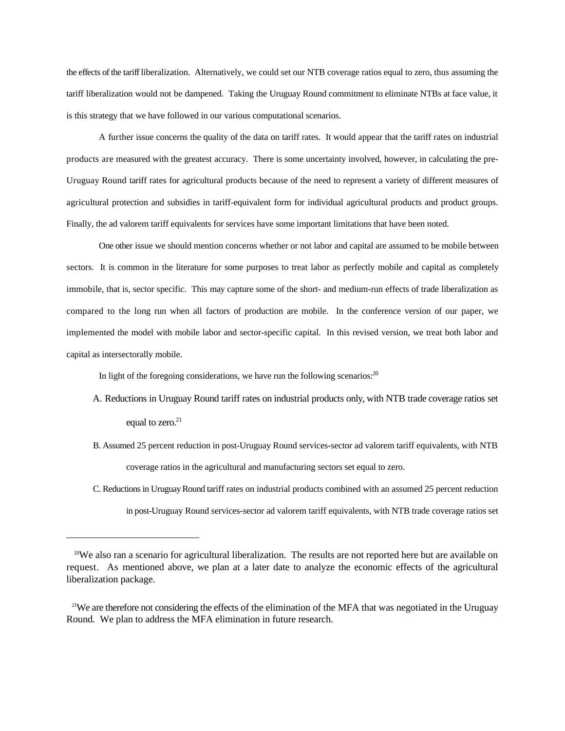the effects of the tariff liberalization. Alternatively, we could set our NTB coverage ratios equal to zero, thus assuming the tariff liberalization would not be dampened. Taking the Uruguay Round commitment to eliminate NTBs at face value, it is this strategy that we have followed in our various computational scenarios.

A further issue concerns the quality of the data on tariff rates. It would appear that the tariff rates on industrial products are measured with the greatest accuracy. There is some uncertainty involved, however, in calculating the pre-Uruguay Round tariff rates for agricultural products because of the need to represent a variety of different measures of agricultural protection and subsidies in tariff-equivalent form for individual agricultural products and product groups. Finally, the ad valorem tariff equivalents for services have some important limitations that have been noted.

One other issue we should mention concerns whether or not labor and capital are assumed to be mobile between sectors. It is common in the literature for some purposes to treat labor as perfectly mobile and capital as completely immobile, that is, sector specific. This may capture some of the short- and medium-run effects of trade liberalization as compared to the long run when all factors of production are mobile. In the conference version of our paper, we implemented the model with mobile labor and sector-specific capital. In this revised version, we treat both labor and capital as intersectorally mobile.

In light of the foregoing considerations, we have run the following scenarios:[20]

A. Reductions in Uruguay Round tariff rates on industrial products only, with NTB trade coverage ratios set equal to zero.[21]

B. Assumed 25 percent reduction in post-Uruguay Round services-sector ad valorem tariff equivalents, with NTB coverage ratios in the agricultural and manufacturing sectors set equal to zero.

C. Reductions in Uruguay Round tariff rates on industrial products combined with an assumed 25 percent reduction in post-Uruguay Round services-sector ad valorem tariff equivalents, with NTB trade coverage ratios set

---

[20] We also ran a scenario for agricultural liberalization. The results are not reported here but are available on request. As mentioned above, we plan at a later date to analyze the economic effects of the agricultural liberalization package.

[21] We are therefore not considering the effects of the elimination of the MFA that was negotiated in the Uruguay Round. We plan to address the MFA elimination in future research.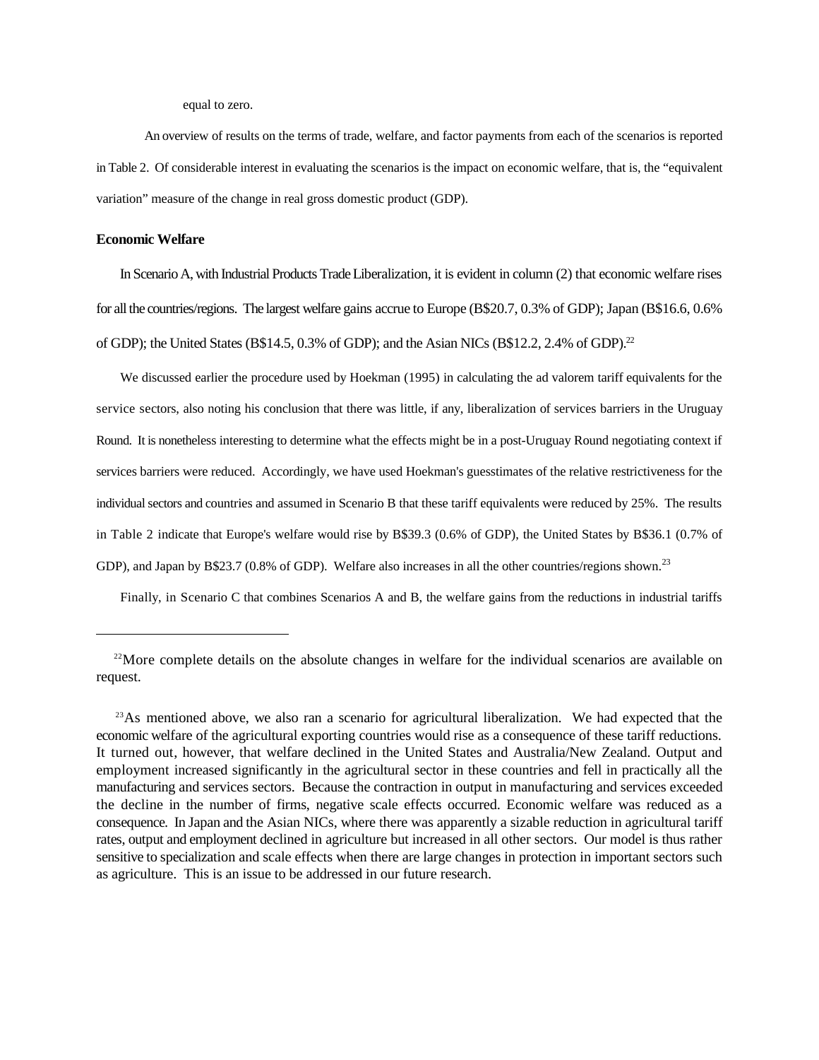equal to zero.

An overview of results on the terms of trade, welfare, and factor payments from each of the scenarios is reported in Table 2. Of considerable interest in evaluating the scenarios is the impact on economic welfare, that is, the "equivalent variation" measure of the change in real gross domestic product (GDP).

**Economic Welfare**

In Scenario A, with Industrial Products Trade Liberalization, it is evident in column (2) that economic welfare rises for all the countries/regions. The largest welfare gains accrue to Europe (B$20.7, 0.3% of GDP); Japan (B$16.6, 0.6% of GDP); the United States (B$14.5, 0.3% of GDP); and the Asian NICs (B$12.2, 2.4% of GDP).[22]

We discussed earlier the procedure used by Hoekman (1995) in calculating the ad valorem tariff equivalents for the service sectors, also noting his conclusion that there was little, if any, liberalization of services barriers in the Uruguay Round. It is nonetheless interesting to determine what the effects might be in a post-Uruguay Round negotiating context if services barriers were reduced. Accordingly, we have used Hoekman's guesstimates of the relative restrictiveness for the individual sectors and countries and assumed in Scenario B that these tariff equivalents were reduced by 25%. The results in Table 2 indicate that Europe's welfare would rise by B$39.3 (0.6% of GDP), the United States by B$36.1 (0.7% of GDP), and Japan by B$23.7 (0.8% of GDP). Welfare also increases in all the other countries/regions shown.[23]

Finally, in Scenario C that combines Scenarios A and B, the welfare gains from the reductions in industrial tariffs

---

[22]More complete details on the absolute changes in welfare for the individual scenarios are available on request.

[23]As mentioned above, we also ran a scenario for agricultural liberalization. We had expected that the economic welfare of the agricultural exporting countries would rise as a consequence of these tariff reductions. It turned out, however, that welfare declined in the United States and Australia/New Zealand. Output and employment increased significantly in the agricultural sector in these countries and fell in practically all the manufacturing and services sectors. Because the contraction in output in manufacturing and services exceeded the decline in the number of firms, negative scale effects occurred. Economic welfare was reduced as a consequence. In Japan and the Asian NICs, where there was apparently a sizable reduction in agricultural tariff rates, output and employment declined in agriculture but increased in all other sectors. Our model is thus rather sensitive to specialization and scale effects when there are large changes in protection in important sectors such as agriculture. This is an issue to be addressed in our future research.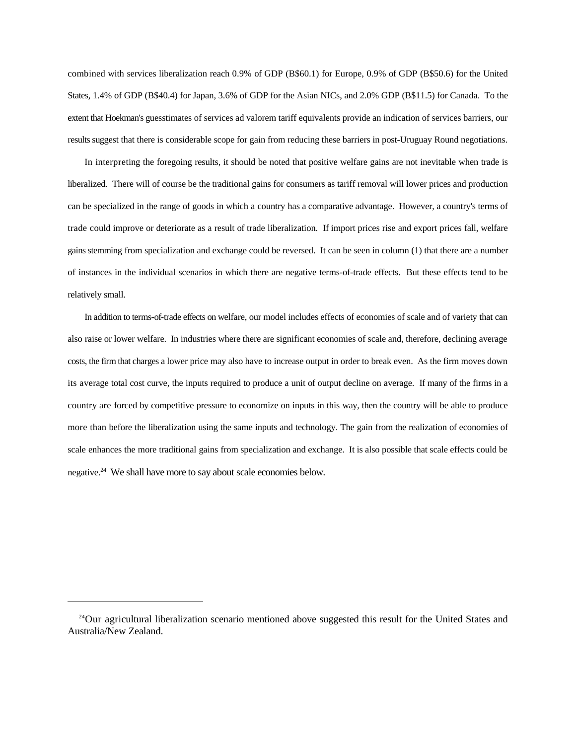combined with services liberalization reach 0.9% of GDP (B$60.1) for Europe, 0.9% of GDP (B$50.6) for the United States, 1.4% of GDP (B$40.4) for Japan, 3.6% of GDP for the Asian NICs, and 2.0% GDP (B$11.5) for Canada. To the extent that Hoekman's guesstimates of services ad valorem tariff equivalents provide an indication of services barriers, our results suggest that there is considerable scope for gain from reducing these barriers in post-Uruguay Round negotiations.

In interpreting the foregoing results, it should be noted that positive welfare gains are not inevitable when trade is liberalized. There will of course be the traditional gains for consumers as tariff removal will lower prices and production can be specialized in the range of goods in which a country has a comparative advantage. However, a country's terms of trade could improve or deteriorate as a result of trade liberalization. If import prices rise and export prices fall, welfare gains stemming from specialization and exchange could be reversed. It can be seen in column (1) that there are a number of instances in the individual scenarios in which there are negative terms-of-trade effects. But these effects tend to be relatively small.

In addition to terms-of-trade effects on welfare, our model includes effects of economies of scale and of variety that can also raise or lower welfare. In industries where there are significant economies of scale and, therefore, declining average costs, the firm that charges a lower price may also have to increase output in order to break even. As the firm moves down its average total cost curve, the inputs required to produce a unit of output decline on average. If many of the firms in a country are forced by competitive pressure to economize on inputs in this way, then the country will be able to produce more than before the liberalization using the same inputs and technology. The gain from the realization of economies of scale enhances the more traditional gains from specialization and exchange. It is also possible that scale effects could be negative.[24] We shall have more to say about scale economies below.

[24] Our agricultural liberalization scenario mentioned above suggested this result for the United States and Australia/New Zealand.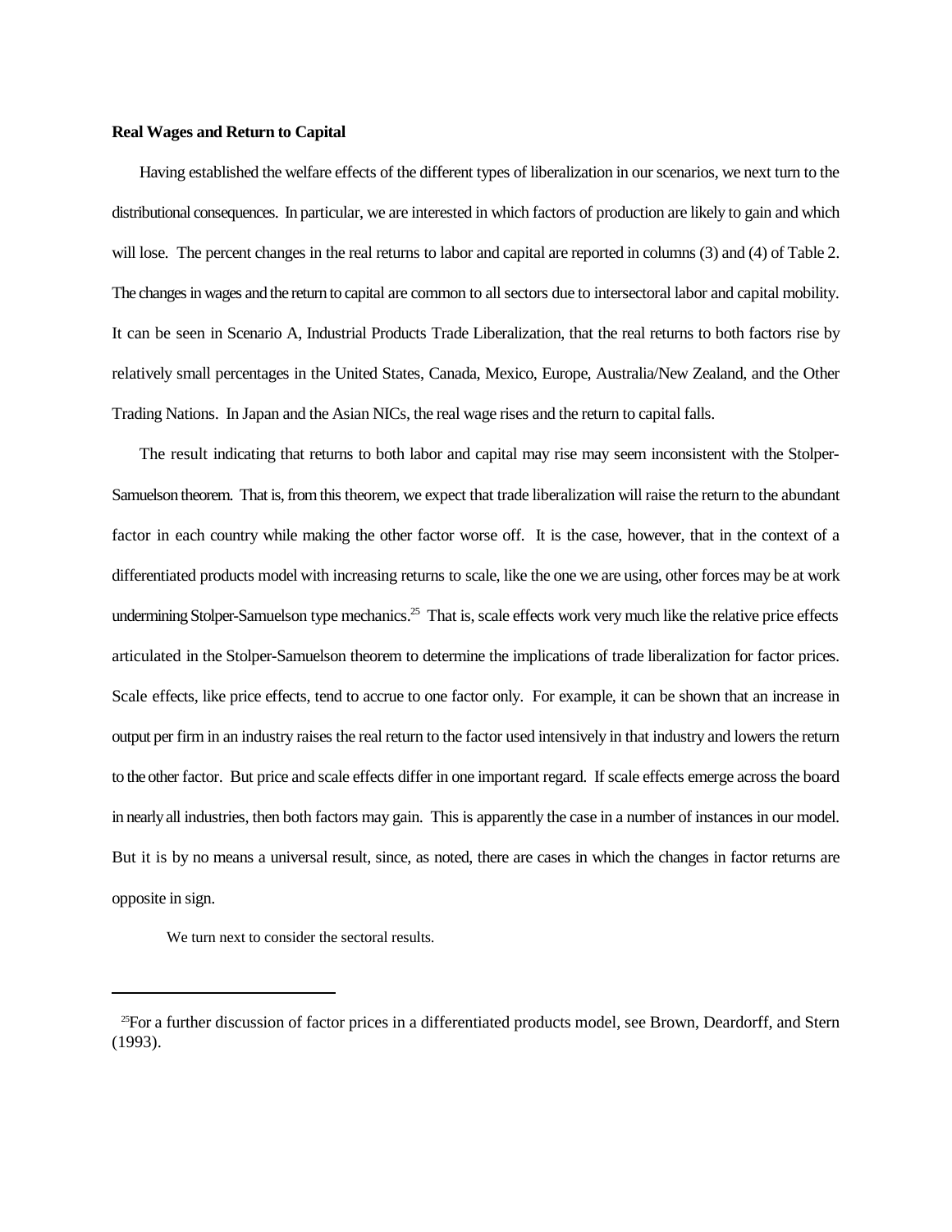**Real Wages and Return to Capital**

Having established the welfare effects of the different types of liberalization in our scenarios, we next turn to the distributional consequences. In particular, we are interested in which factors of production are likely to gain and which will lose. The percent changes in the real returns to labor and capital are reported in columns (3) and (4) of Table 2. The changes in wages and the return to capital are common to all sectors due to intersectoral labor and capital mobility. It can be seen in Scenario A, Industrial Products Trade Liberalization, that the real returns to both factors rise by relatively small percentages in the United States, Canada, Mexico, Europe, Australia/New Zealand, and the Other Trading Nations. In Japan and the Asian NICs, the real wage rises and the return to capital falls.

The result indicating that returns to both labor and capital may rise may seem inconsistent with the Stolper-Samuelson theorem. That is, from this theorem, we expect that trade liberalization will raise the return to the abundant factor in each country while making the other factor worse off. It is the case, however, that in the context of a differentiated products model with increasing returns to scale, like the one we are using, other forces may be at work undermining Stolper-Samuelson type mechanics.[25] That is, scale effects work very much like the relative price effects articulated in the Stolper-Samuelson theorem to determine the implications of trade liberalization for factor prices. Scale effects, like price effects, tend to accrue to one factor only. For example, it can be shown that an increase in output per firm in an industry raises the real return to the factor used intensively in that industry and lowers the return to the other factor. But price and scale effects differ in one important regard. If scale effects emerge across the board in nearly all industries, then both factors may gain. This is apparently the case in a number of instances in our model. But it is by no means a universal result, since, as noted, there are cases in which the changes in factor returns are opposite in sign.

We turn next to consider the sectoral results.

---

[25]For a further discussion of factor prices in a differentiated products model, see Brown, Deardorff, and Stern (1993).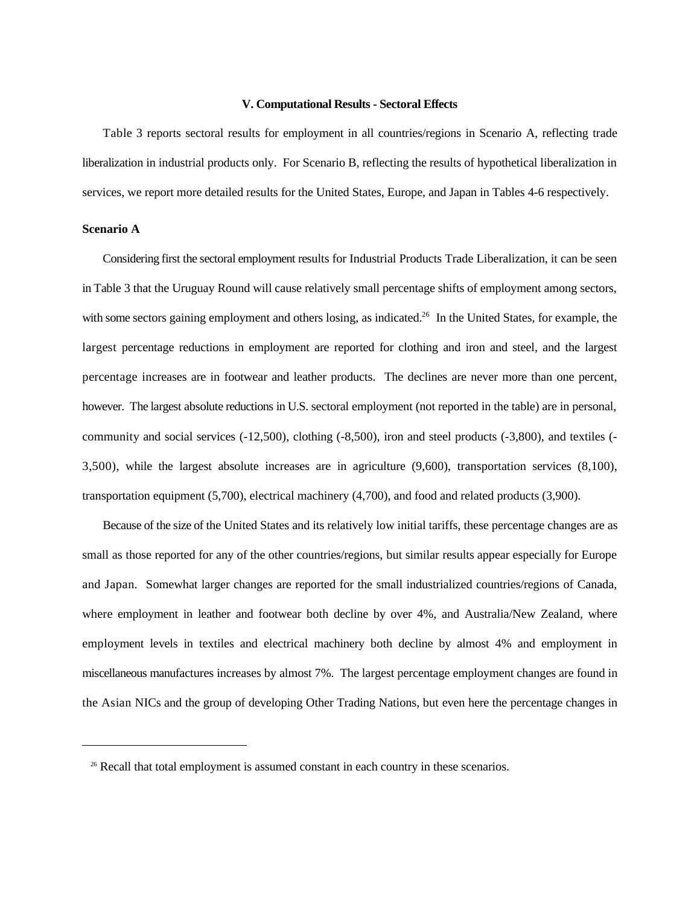## V. Computational Results - Sectoral Effects

Table 3 reports sectoral results for employment in all countries/regions in Scenario A, reflecting trade liberalization in industrial products only. For Scenario B, reflecting the results of hypothetical liberalization in services, we report more detailed results for the United States, Europe, and Japan in Tables 4-6 respectively.

**Scenario A**

Considering first the sectoral employment results for Industrial Products Trade Liberalization, it can be seen in Table 3 that the Uruguay Round will cause relatively small percentage shifts of employment among sectors, with some sectors gaining employment and others losing, as indicated.[26] In the United States, for example, the largest percentage reductions in employment are reported for clothing and iron and steel, and the largest percentage increases are in footwear and leather products. The declines are never more than one percent, however. The largest absolute reductions in U.S. sectoral employment (not reported in the table) are in personal, community and social services (-12,500), clothing (-8,500), iron and steel products (-3,800), and textiles (-3,500), while the largest absolute increases are in agriculture (9,600), transportation services (8,100), transportation equipment (5,700), electrical machinery (4,700), and food and related products (3,900).

Because of the size of the United States and its relatively low initial tariffs, these percentage changes are as small as those reported for any of the other countries/regions, but similar results appear especially for Europe and Japan. Somewhat larger changes are reported for the small industrialized countries/regions of Canada, where employment in leather and footwear both decline by over 4%, and Australia/New Zealand, where employment levels in textiles and electrical machinery both decline by almost 4% and employment in miscellaneous manufactures increases by almost 7%. The largest percentage employment changes are found in the Asian NICs and the group of developing Other Trading Nations, but even here the percentage changes in

[26] Recall that total employment is assumed constant in each country in these scenarios.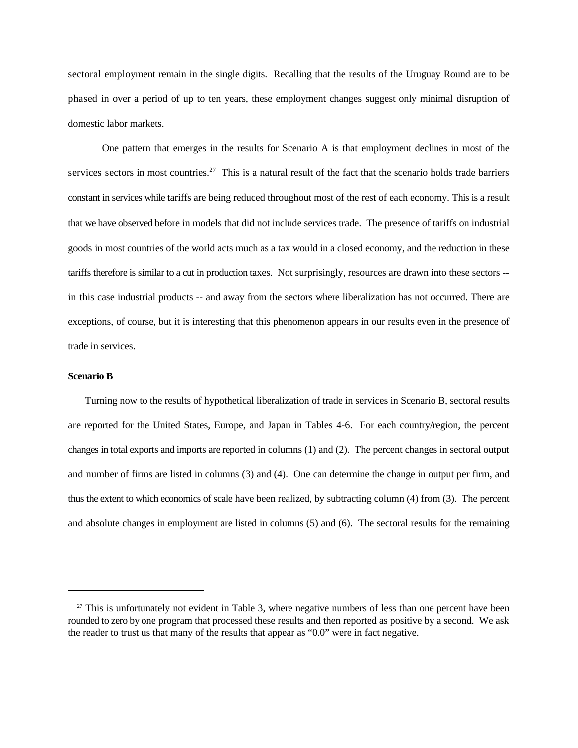sectoral employment remain in the single digits. Recalling that the results of the Uruguay Round are to be phased in over a period of up to ten years, these employment changes suggest only minimal disruption of domestic labor markets.

One pattern that emerges in the results for Scenario A is that employment declines in most of the services sectors in most countries.[27] This is a natural result of the fact that the scenario holds trade barriers constant in services while tariffs are being reduced throughout most of the rest of each economy. This is a result that we have observed before in models that did not include services trade. The presence of tariffs on industrial goods in most countries of the world acts much as a tax would in a closed economy, and the reduction in these tariffs therefore is similar to a cut in production taxes. Not surprisingly, resources are drawn into these sectors -- in this case industrial products -- and away from the sectors where liberalization has not occurred. There are exceptions, of course, but it is interesting that this phenomenon appears in our results even in the presence of trade in services.

**Scenario B**

Turning now to the results of hypothetical liberalization of trade in services in Scenario B, sectoral results are reported for the United States, Europe, and Japan in Tables 4-6. For each country/region, the percent changes in total exports and imports are reported in columns (1) and (2). The percent changes in sectoral output and number of firms are listed in columns (3) and (4). One can determine the change in output per firm, and thus the extent to which economics of scale have been realized, by subtracting column (4) from (3). The percent and absolute changes in employment are listed in columns (5) and (6). The sectoral results for the remaining

---

[27] This is unfortunately not evident in Table 3, where negative numbers of less than one percent have been rounded to zero by one program that processed these results and then reported as positive by a second. We ask the reader to trust us that many of the results that appear as "0.0" were in fact negative.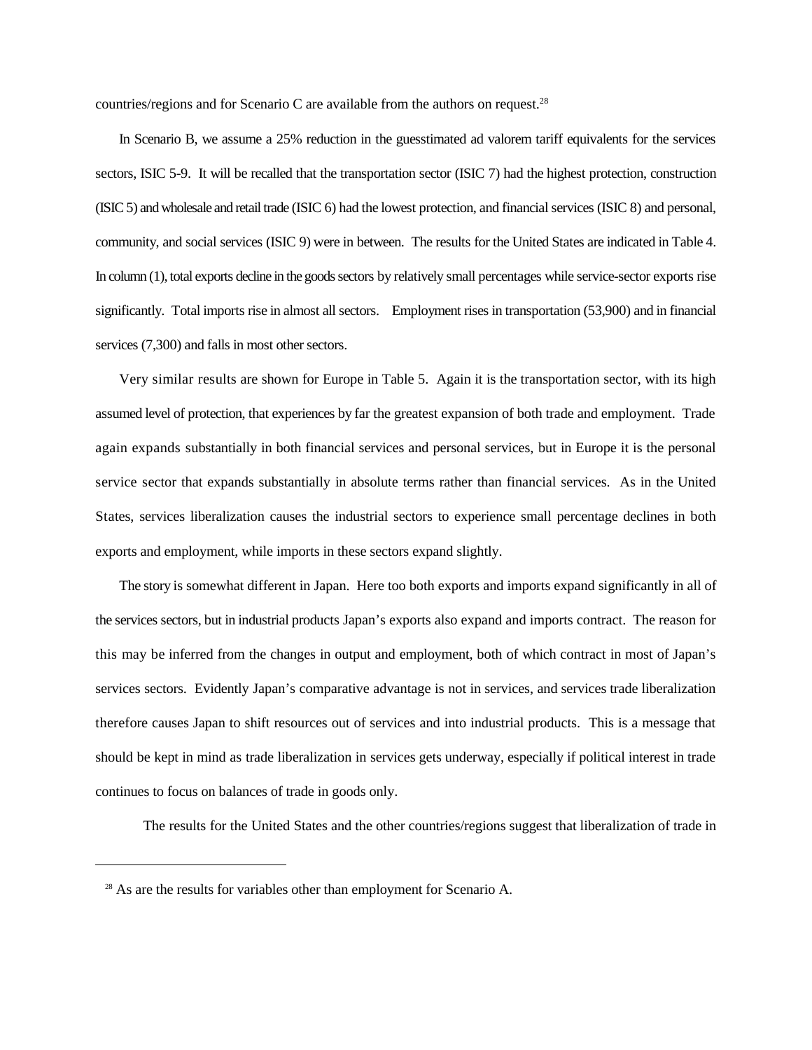countries/regions and for Scenario C are available from the authors on request.[28]

In Scenario B, we assume a 25% reduction in the guesstimated ad valorem tariff equivalents for the services sectors, ISIC 5-9. It will be recalled that the transportation sector (ISIC 7) had the highest protection, construction (ISIC 5) and wholesale and retail trade (ISIC 6) had the lowest protection, and financial services (ISIC 8) and personal, community, and social services (ISIC 9) were in between. The results for the United States are indicated in Table 4. In column (1), total exports decline in the goods sectors by relatively small percentages while service-sector exports rise significantly. Total imports rise in almost all sectors. Employment rises in transportation (53,900) and in financial services (7,300) and falls in most other sectors.

Very similar results are shown for Europe in Table 5. Again it is the transportation sector, with its high assumed level of protection, that experiences by far the greatest expansion of both trade and employment. Trade again expands substantially in both financial services and personal services, but in Europe it is the personal service sector that expands substantially in absolute terms rather than financial services. As in the United States, services liberalization causes the industrial sectors to experience small percentage declines in both exports and employment, while imports in these sectors expand slightly.

The story is somewhat different in Japan. Here too both exports and imports expand significantly in all of the services sectors, but in industrial products Japan's exports also expand and imports contract. The reason for this may be inferred from the changes in output and employment, both of which contract in most of Japan's services sectors. Evidently Japan's comparative advantage is not in services, and services trade liberalization therefore causes Japan to shift resources out of services and into industrial products. This is a message that should be kept in mind as trade liberalization in services gets underway, especially if political interest in trade continues to focus on balances of trade in goods only.

The results for the United States and the other countries/regions suggest that liberalization of trade in

[28] As are the results for variables other than employment for Scenario A.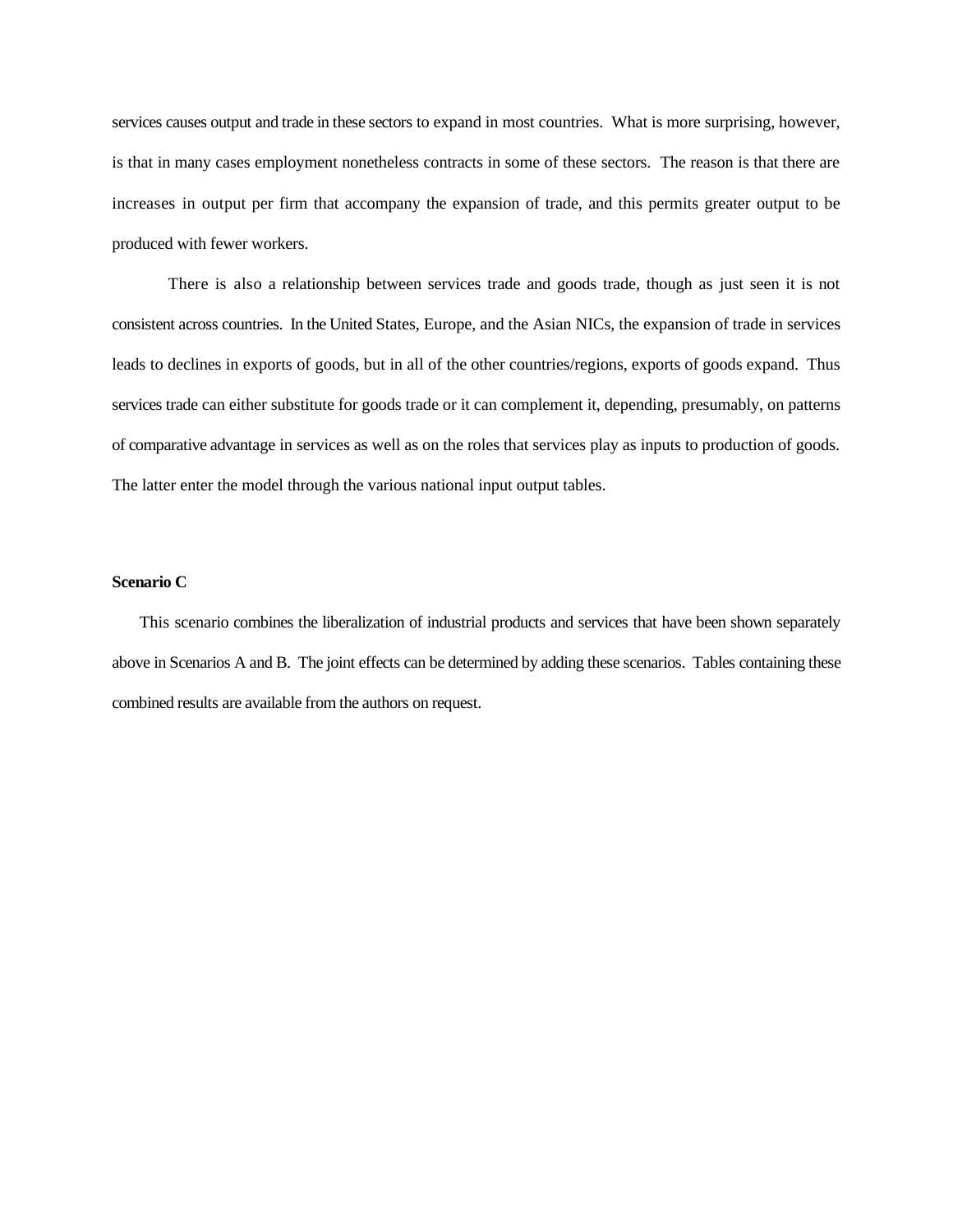services causes output and trade in these sectors to expand in most countries. What is more surprising, however, is that in many cases employment nonetheless contracts in some of these sectors. The reason is that there are increases in output per firm that accompany the expansion of trade, and this permits greater output to be produced with fewer workers.

There is also a relationship between services trade and goods trade, though as just seen it is not consistent across countries. In the United States, Europe, and the Asian NICs, the expansion of trade in services leads to declines in exports of goods, but in all of the other countries/regions, exports of goods expand. Thus services trade can either substitute for goods trade or it can complement it, depending, presumably, on patterns of comparative advantage in services as well as on the roles that services play as inputs to production of goods. The latter enter the model through the various national input output tables.

**Scenario C**

This scenario combines the liberalization of industrial products and services that have been shown separately above in Scenarios A and B. The joint effects can be determined by adding these scenarios. Tables containing these combined results are available from the authors on request.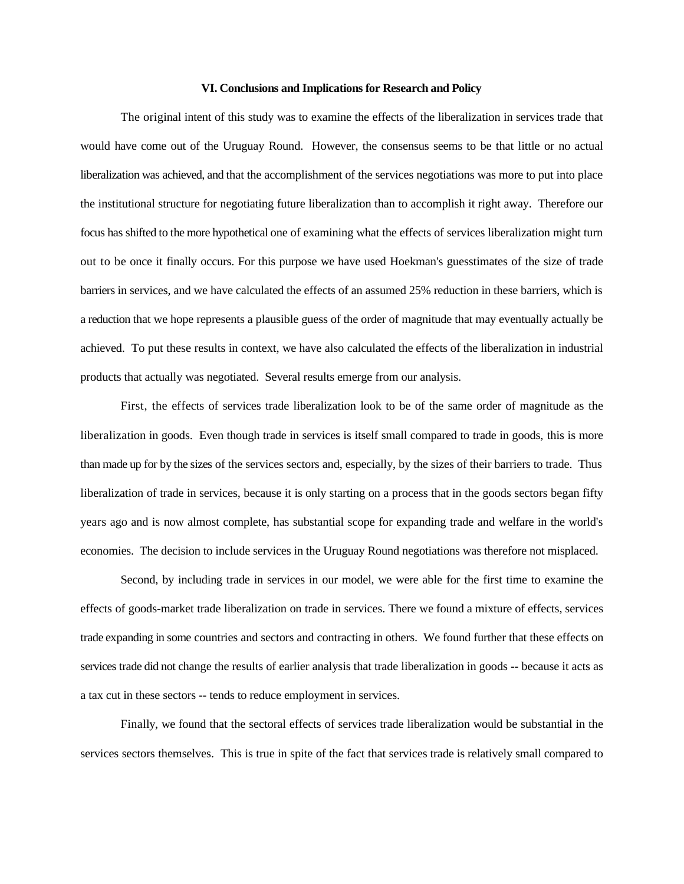## VI. Conclusions and Implications for Research and Policy

The original intent of this study was to examine the effects of the liberalization in services trade that would have come out of the Uruguay Round. However, the consensus seems to be that little or no actual liberalization was achieved, and that the accomplishment of the services negotiations was more to put into place the institutional structure for negotiating future liberalization than to accomplish it right away. Therefore our focus has shifted to the more hypothetical one of examining what the effects of services liberalization might turn out to be once it finally occurs. For this purpose we have used Hoekman's guesstimates of the size of trade barriers in services, and we have calculated the effects of an assumed 25% reduction in these barriers, which is a reduction that we hope represents a plausible guess of the order of magnitude that may eventually actually be achieved. To put these results in context, we have also calculated the effects of the liberalization in industrial products that actually was negotiated. Several results emerge from our analysis.

First, the effects of services trade liberalization look to be of the same order of magnitude as the liberalization in goods. Even though trade in services is itself small compared to trade in goods, this is more than made up for by the sizes of the services sectors and, especially, by the sizes of their barriers to trade. Thus liberalization of trade in services, because it is only starting on a process that in the goods sectors began fifty years ago and is now almost complete, has substantial scope for expanding trade and welfare in the world's economies. The decision to include services in the Uruguay Round negotiations was therefore not misplaced.

Second, by including trade in services in our model, we were able for the first time to examine the effects of goods-market trade liberalization on trade in services. There we found a mixture of effects, services trade expanding in some countries and sectors and contracting in others. We found further that these effects on services trade did not change the results of earlier analysis that trade liberalization in goods -- because it acts as a tax cut in these sectors -- tends to reduce employment in services.

Finally, we found that the sectoral effects of services trade liberalization would be substantial in the services sectors themselves. This is true in spite of the fact that services trade is relatively small compared to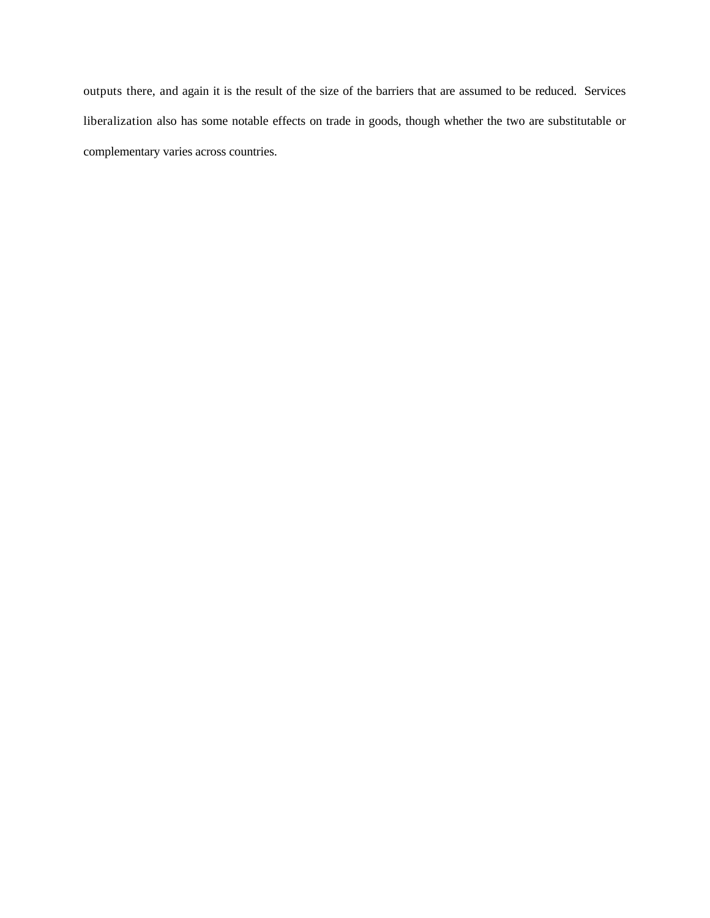outputs there, and again it is the result of the size of the barriers that are assumed to be reduced. Services liberalization also has some notable effects on trade in goods, though whether the two are substitutable or complementary varies across countries.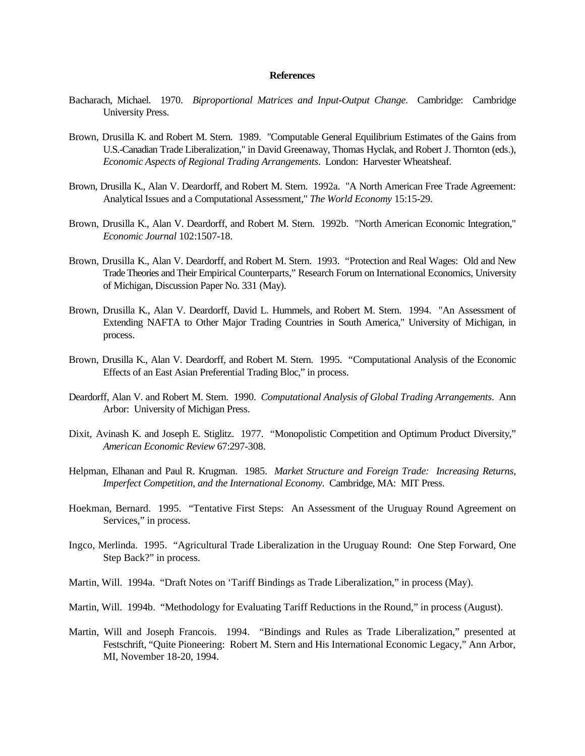**References**

Bacharach, Michael. 1970. *Biproportional Matrices and Input-Output Change*. Cambridge: Cambridge University Press.

Brown, Drusilla K. and Robert M. Stern. 1989. "Computable General Equilibrium Estimates of the Gains from U.S.-Canadian Trade Liberalization," in David Greenaway, Thomas Hyclak, and Robert J. Thornton (eds.), *Economic Aspects of Regional Trading Arrangements*. London: Harvester Wheatsheaf.

Brown, Drusilla K., Alan V. Deardorff, and Robert M. Stern. 1992a. "A North American Free Trade Agreement: Analytical Issues and a Computational Assessment," *The World Economy* 15:15-29.

Brown, Drusilla K., Alan V. Deardorff, and Robert M. Stern. 1992b. "North American Economic Integration," *Economic Journal* 102:1507-18.

Brown, Drusilla K., Alan V. Deardorff, and Robert M. Stern. 1993. "Protection and Real Wages: Old and New Trade Theories and Their Empirical Counterparts," Research Forum on International Economics, University of Michigan, Discussion Paper No. 331 (May).

Brown, Drusilla K., Alan V. Deardorff, David L. Hummels, and Robert M. Stern. 1994. "An Assessment of Extending NAFTA to Other Major Trading Countries in South America," University of Michigan, in process.

Brown, Drusilla K., Alan V. Deardorff, and Robert M. Stern. 1995. "Computational Analysis of the Economic Effects of an East Asian Preferential Trading Bloc," in process.

Deardorff, Alan V. and Robert M. Stern. 1990. *Computational Analysis of Global Trading Arrangements*. Ann Arbor: University of Michigan Press.

Dixit, Avinash K. and Joseph E. Stiglitz. 1977. "Monopolistic Competition and Optimum Product Diversity," *American Economic Review* 67:297-308.

Helpman, Elhanan and Paul R. Krugman. 1985. *Market Structure and Foreign Trade: Increasing Returns, Imperfect Competition, and the International Economy*. Cambridge, MA: MIT Press.

Hoekman, Bernard. 1995. "Tentative First Steps: An Assessment of the Uruguay Round Agreement on Services," in process.

Ingco, Merlinda. 1995. "Agricultural Trade Liberalization in the Uruguay Round: One Step Forward, One Step Back?" in process.

Martin, Will. 1994a. "Draft Notes on 'Tariff Bindings as Trade Liberalization," in process (May).

Martin, Will. 1994b. "Methodology for Evaluating Tariff Reductions in the Round," in process (August).

Martin, Will and Joseph Francois. 1994. "Bindings and Rules as Trade Liberalization," presented at Festschrift, "Quite Pioneering: Robert M. Stern and His International Economic Legacy," Ann Arbor, MI, November 18-20, 1994.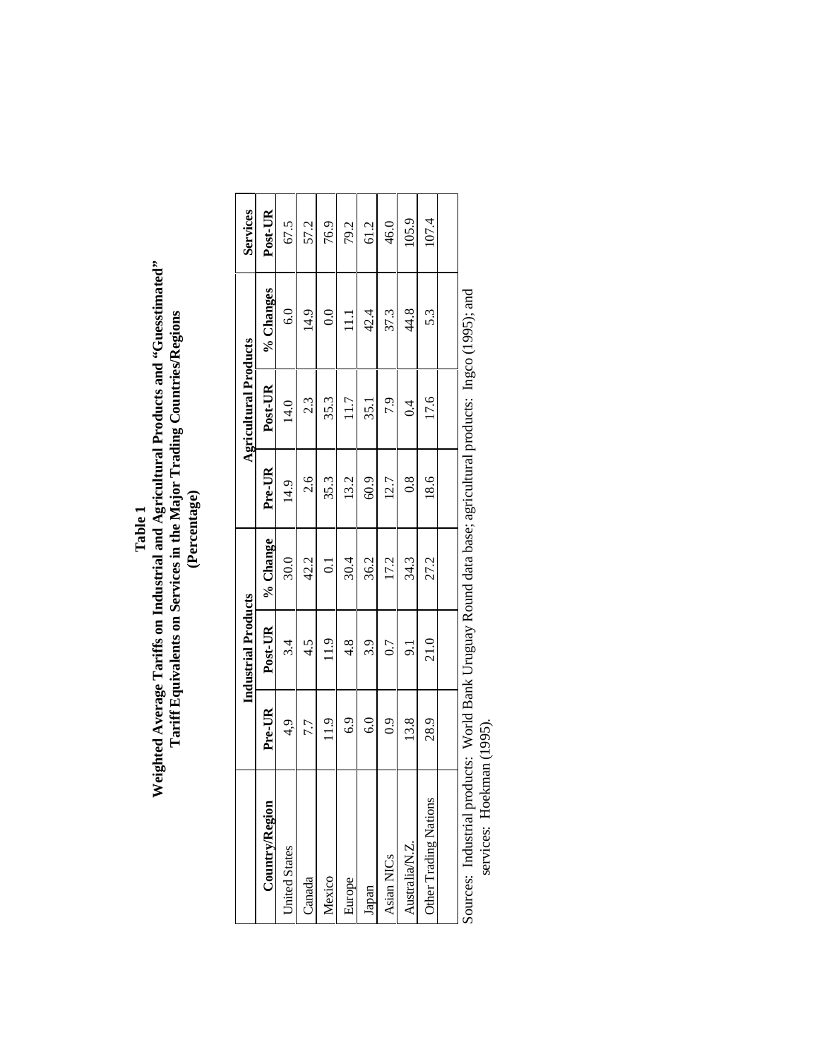**Table 1**
**Weighted Average Tariffs on Industrial and Agricultural Products and "Guesstimated" Tariff Equivalents on Services in the Major Trading Countries/Regions**
**(Percentage)**

| | Industrial Products | | | Agricultural Products | | | Services |
|---|---|---|---|---|---|---|---|
| **Country/Region** | **Pre-UR** | **Post-UR** | **% Change** | **Pre-UR** | **Post-UR** | **% Changes** | **Post-UR** |
| United States | 4,9 | 3.4 | 30.0 | 14.9 | 14.0 | 6.0 | 67.5 |
| Canada | 7.7 | 4.5 | 42.2 | 2.6 | 2.3 | 14.9 | 57.2 |
| Mexico | 11.9 | 11.9 | 0.1 | 35.3 | 35.3 | 0.0 | 76.9 |
| Europe | 6.9 | 4.8 | 30.4 | 13.2 | 11.7 | 11.1 | 79.2 |
| Japan | 6.0 | 3.9 | 36.2 | 60.9 | 35.1 | 42.4 | 61.2 |
| Asian NICs | 0.9 | 0.7 | 17.2 | 12.7 | 7.9 | 37.3 | 46.0 |
| Australia/N.Z. | 13.8 | 9.1 | 34.3 | 0.8 | 0.4 | 44.8 | 105.9 |
| Other Trading Nations | 28.9 | 21.0 | 27.2 | 18.6 | 17.6 | 5.3 | 107.4 |

Sources: Industrial products: World Bank Uruguay Round data base; agricultural products: Ingco (1995); and services: Hoekman (1995).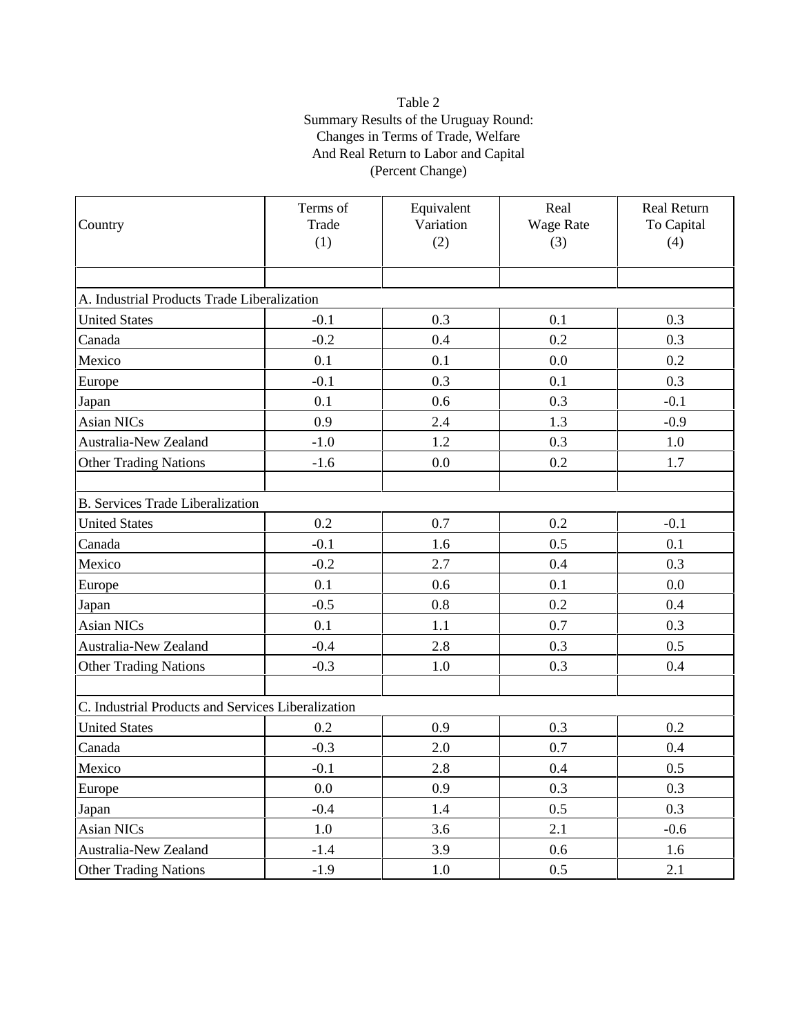Table 2
Summary Results of the Uruguay Round:
Changes in Terms of Trade, Welfare
And Real Return to Labor and Capital
(Percent Change)

| Country | Terms of Trade (1) | Equivalent Variation (2) | Real Wage Rate (3) | Real Return To Capital (4) |
|---|---|---|---|---|
| A. Industrial Products Trade Liberalization | | | | |
| United States | -0.1 | 0.3 | 0.1 | 0.3 |
| Canada | -0.2 | 0.4 | 0.2 | 0.3 |
| Mexico | 0.1 | 0.1 | 0.0 | 0.2 |
| Europe | -0.1 | 0.3 | 0.1 | 0.3 |
| Japan | 0.1 | 0.6 | 0.3 | -0.1 |
| Asian NICs | 0.9 | 2.4 | 1.3 | -0.9 |
| Australia-New Zealand | -1.0 | 1.2 | 0.3 | 1.0 |
| Other Trading Nations | -1.6 | 0.0 | 0.2 | 1.7 |
| B. Services Trade Liberalization | | | | |
| United States | 0.2 | 0.7 | 0.2 | -0.1 |
| Canada | -0.1 | 1.6 | 0.5 | 0.1 |
| Mexico | -0.2 | 2.7 | 0.4 | 0.3 |
| Europe | 0.1 | 0.6 | 0.1 | 0.0 |
| Japan | -0.5 | 0.8 | 0.2 | 0.4 |
| Asian NICs | 0.1 | 1.1 | 0.7 | 0.3 |
| Australia-New Zealand | -0.4 | 2.8 | 0.3 | 0.5 |
| Other Trading Nations | -0.3 | 1.0 | 0.3 | 0.4 |
| C. Industrial Products and Services Liberalization | | | | |
| United States | 0.2 | 0.9 | 0.3 | 0.2 |
| Canada | -0.3 | 2.0 | 0.7 | 0.4 |
| Mexico | -0.1 | 2.8 | 0.4 | 0.5 |
| Europe | 0.0 | 0.9 | 0.3 | 0.3 |
| Japan | -0.4 | 1.4 | 0.5 | 0.3 |
| Asian NICs | 1.0 | 3.6 | 2.1 | -0.6 |
| Australia-New Zealand | -1.4 | 3.9 | 0.6 | 1.6 |
| Other Trading Nations | -1.9 | 1.0 | 0.5 | 2.1 |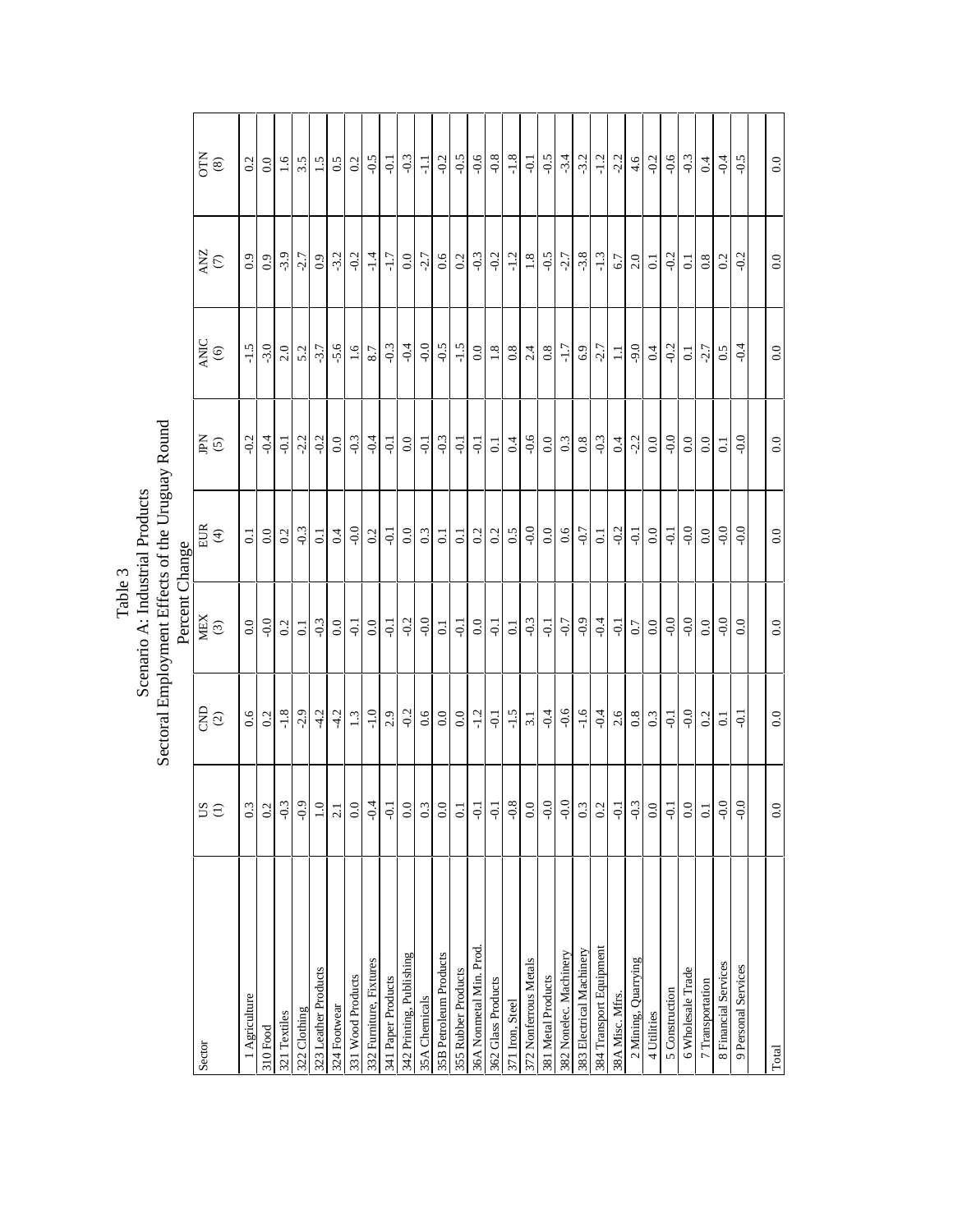Table 3
Scenario A: Industrial Products
Sectoral Employment Effects of the Uruguay Round
Percent Change

| Sector | US (1) | CND (2) | MEX (3) | EUR (4) | JPN (5) | ANIC (6) | ANZ (7) | OTN (8) |
|---|---|---|---|---|---|---|---|---|
| 1 Agriculture | 0.3 | 0.6 | 0.0 | 0.1 | -0.2 | -1.5 | 0.9 | 0.2 |
| 310 Food | 0.2 | 0.2 | -0.0 | 0.0 | -0.4 | -3.0 | 0.9 | 0.0 |
| 321 Textiles | -0.3 | -1.8 | 0.2 | 0.2 | -0.1 | 2.0 | -3.9 | 1.6 |
| 322 Clothing | -0.9 | -2.9 | 0.1 | -0.3 | -2.2 | 5.2 | -2.7 | 3.5 |
| 323 Leather Products | 1.0 | -4.2 | -0.3 | 0.1 | -0.2 | -3.7 | 0.9 | 1.5 |
| 324 Footwear | 2.1 | -4.2 | 0.0 | 0.4 | 0.0 | -5.6 | -3.2 | 0.5 |
| 331 Wood Products | 0.0 | 1.3 | -0.1 | -0.0 | -0.3 | 1.6 | -0.2 | 0.2 |
| 332 Furniture, Fixtures | -0.4 | -1.0 | 0.0 | 0.2 | -0.4 | 8.7 | -1.4 | -0.5 |
| 341 Paper Products | -0.1 | 2.9 | -0.1 | -0.1 | -0.1 | -0.3 | -1.7 | -0.1 |
| 342 Printing, Publishing | 0.0 | -0.2 | -0.2 | 0.0 | 0.0 | -0.4 | 0.0 | -0.3 |
| 35A Chemicals | 0.3 | 0.6 | -0.0 | 0.3 | -0.1 | -0.0 | -2.7 | -1.1 |
| 35B Petroleum Products | 0.0 | 0.0 | 0.1 | 0.1 | -0.3 | -0.5 | 0.6 | -0.2 |
| 355 Rubber Products | 0.1 | 0.0 | -0.1 | 0.1 | -0.1 | -1.5 | 0.2 | -0.5 |
| 36A Nonmetal Min. Prod. | -0.1 | -1.2 | 0.0 | 0.2 | -0.1 | 0.0 | -0.3 | -0.6 |
| 362 Glass Products | -0.1 | -0.1 | -0.1 | 0.2 | 0.1 | 1.8 | -0.2 | -0.8 |
| 371 Iron, Steel | -0.8 | -1.5 | 0.1 | 0.5 | 0.4 | 0.8 | -1.2 | -1.8 |
| 372 Nonferrous Metals | 0.0 | 3.1 | -0.3 | -0.0 | -0.6 | 2.4 | 1.8 | -0.1 |
| 381 Metal Products | -0.0 | -0.4 | -0.1 | 0.0 | 0.0 | 0.8 | -0.5 | -0.5 |
| 382 Nonelec. Machinery | -0.0 | -0.6 | -0.7 | 0.6 | 0.3 | -1.7 | -2.7 | -3.4 |
| 383 Electrical Machinery | 0.3 | -1.6 | -0.9 | -0.7 | 0.8 | 6.9 | -3.8 | -3.2 |
| 384 Transport Equipment | 0.2 | -0.4 | -0.4 | 0.1 | -0.3 | -2.7 | -1.3 | -1.2 |
| 38A Misc. Mfrs. | -0.1 | 2.6 | -0.1 | -0.2 | 0.4 | 1.1 | 6.7 | -2.2 |
| 2 Mining, Quarrying | -0.3 | 0.8 | 0.7 | -0.1 | -2.2 | -9.0 | 2.0 | 4.6 |
| 4 Utilities | 0.0 | 0.3 | 0.0 | 0.0 | 0.0 | 0.4 | 0.1 | -0.2 |
| 5 Construction | -0.1 | -0.1 | -0.0 | -0.1 | -0.0 | -0.2 | -0.2 | -0.6 |
| 6 Wholesale Trade | 0.0 | -0.0 | -0.0 | -0.0 | 0.0 | 0.1 | 0.1 | -0.3 |
| 7 Transportation | 0.1 | 0.2 | 0.0 | 0.0 | 0.0 | -2.7 | 0.8 | 0.4 |
| 8 Financial Services | -0.0 | 0.1 | -0.0 | -0.0 | 0.1 | 0.5 | 0.2 | -0.4 |
| 9 Personal Services | -0.0 | -0.1 | 0.0 | -0.0 | -0.0 | -0.4 | -0.2 | -0.5 |
| Total | 0.0 | 0.0 | 0.0 | 0.0 | 0.0 | 0.0 | 0.0 | 0.0 |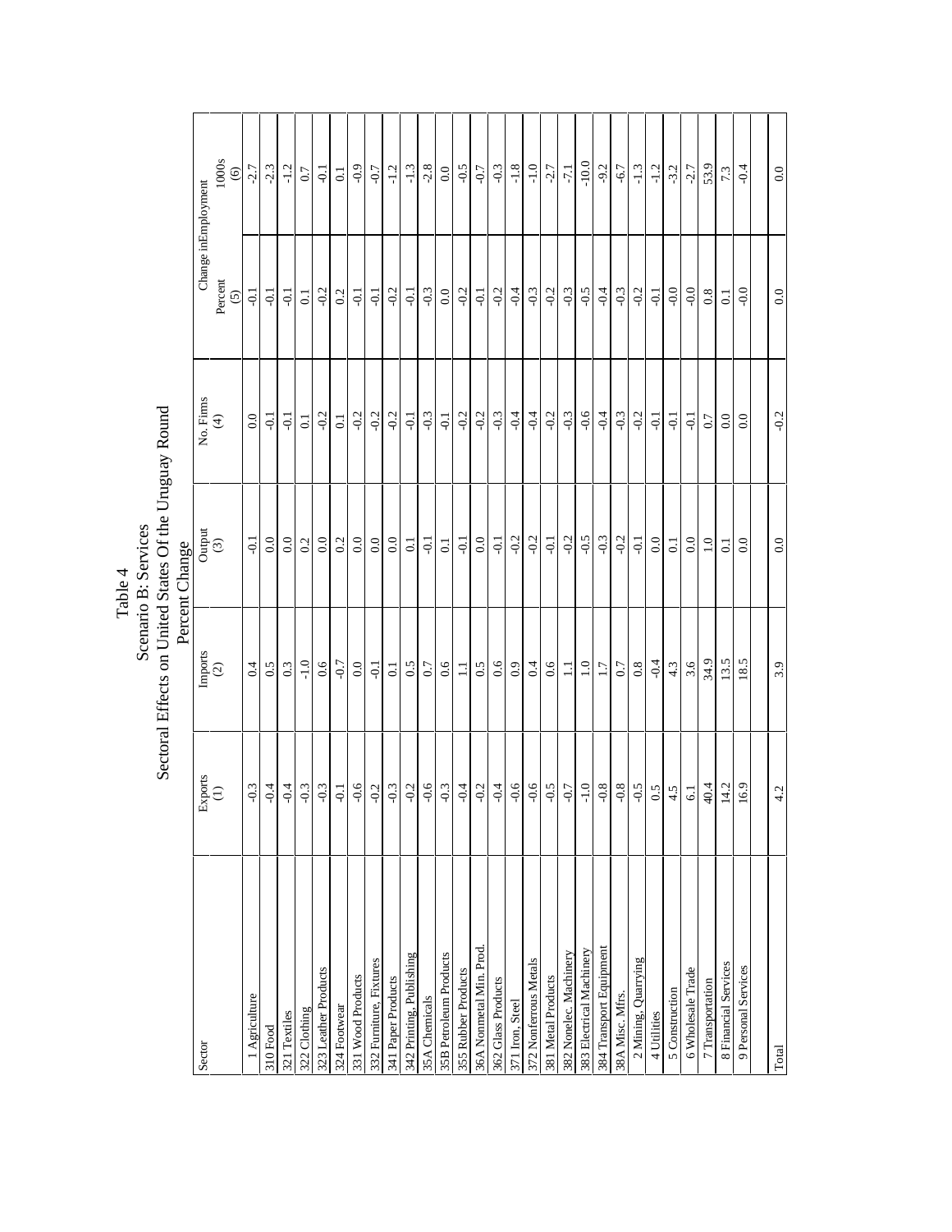# Table 4
## Scenario B: Services
## Sectoral Effects on United States Of the Uruguay Round
### Percent Change

| Sector | Exports (1) | Imports (2) | Output (3) | No. Firms (4) | Change in Employment Percent (5) | Change in Employment 1000s (6) |
|---|---|---|---|---|---|---|
| 1 Agriculture | -0.3 | 0.4 | -0.1 | 0.0 | -0.1 | -2.7 |
| 310 Food | -0.4 | 0.5 | 0.0 | -0.1 | -0.1 | -2.3 |
| 321 Textiles | -0.4 | 0.3 | 0.0 | -0.1 | -0.1 | -1.2 |
| 322 Clothing | -0.3 | -1.0 | 0.2 | 0.1 | 0.1 | 0.7 |
| 323 Leather Products | -0.3 | 0.6 | 0.0 | -0.2 | -0.2 | -0.1 |
| 324 Footwear | -0.1 | -0.7 | 0.2 | 0.1 | 0.2 | 0.1 |
| 331 Wood Products | -0.6 | 0.0 | 0.0 | -0.2 | -0.1 | -0.9 |
| 332 Furniture, Fixtures | -0.2 | -0.1 | 0.0 | -0.2 | -0.1 | -0.7 |
| 341 Paper Products | -0.3 | 0.1 | 0.0 | -0.2 | -0.2 | -1.2 |
| 342 Printing, Publishing | -0.2 | 0.5 | 0.1 | -0.1 | -0.1 | -1.3 |
| 35A Chemicals | -0.6 | 0.7 | -0.1 | -0.3 | -0.3 | -2.8 |
| 35B Petroleum Products | -0.3 | 0.6 | 0.1 | -0.1 | 0.0 | 0.0 |
| 355 Rubber Products | -0.4 | 1.1 | -0.1 | -0.2 | -0.2 | -0.5 |
| 36A Nonmetal Min. Prod. | -0.2 | 0.5 | 0.0 | -0.2 | -0.1 | -0.7 |
| 362 Glass Products | -0.4 | 0.6 | -0.1 | -0.3 | -0.2 | -0.3 |
| 371 Iron, Steel | -0.6 | 0.9 | -0.2 | -0.4 | -0.4 | -1.8 |
| 372 Nonferrous Metals | -0.6 | 0.4 | -0.2 | -0.4 | -0.3 | -1.0 |
| 381 Metal Products | -0.5 | 0.6 | -0.1 | -0.2 | -0.2 | -2.7 |
| 382 Nonelec. Machinery | -0.7 | 1.1 | -0.2 | -0.3 | -0.3 | -7.1 |
| 383 Electrical Machinery | -1.0 | 1.0 | -0.5 | -0.6 | -0.5 | -10.0 |
| 384 Transport Equipment | -0.8 | 1.7 | -0.3 | -0.4 | -0.4 | -9.2 |
| 38A Misc. Mfrs. | -0.8 | 0.7 | -0.2 | -0.3 | -0.3 | -6.7 |
| 2 Mining, Quarrying | -0.5 | 0.8 | -0.1 | -0.2 | -0.2 | -1.3 |
| 4 Utilities | 0.5 | -0.4 | 0.0 | -0.1 | -0.1 | -1.2 |
| 5 Construction | 4.5 | 4.3 | 0.1 | -0.1 | -0.0 | -3.2 |
| 6 Wholesale Trade | 6.1 | 3.6 | 0.0 | -0.1 | -0.0 | -2.7 |
| 7 Transportation | 40.4 | 34.9 | 1.0 | 0.7 | 0.8 | 53.9 |
| 8 Financial Services | 14.2 | 13.5 | 0.1 | 0.0 | 0.1 | 7.3 |
| 9 Personal Services | 16.9 | 18.5 | 0.0 | 0.0 | -0.0 | -0.4 |
| Total | 4.2 | 3.9 | 0.0 | -0.2 | 0.0 | 0.0 |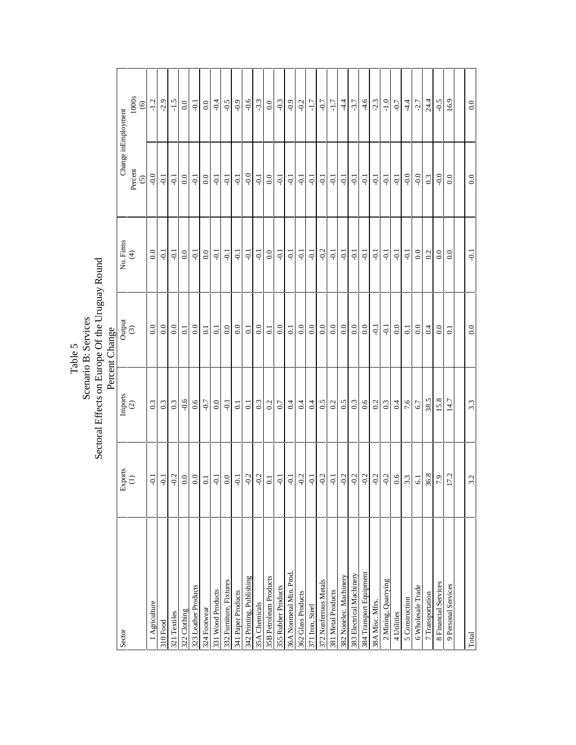# Table 5
## Scenario B: Services
## Sectoral Effects on Europe Of the Uruguay Round
### Percent Change

| Sector | Exports (1) | Imports (2) | Output (3) | No. Firms (4) | Change in Employment Percent (5) | Change in Employment 1000s (6) |
|---|---|---|---|---|---|---|
| 1 Agriculture | -0.1 | 0.3 | 0.0 | 0.0 | -0.0 | -1.2 |
| 310 Food | -0.1 | 0.3 | 0.0 | -0.1 | -0.1 | -2.9 |
| 321 Textiles | -0.2 | 0.3 | 0.0 | -0.1 | -0.1 | -1.5 |
| 322 Clothing | 0.0 | -0.6 | 0.1 | 0.0 | 0.0 | 0.0 |
| 323 Leather Products | 0.0 | 0.6 | 0.0 | -0.1 | -0.1 | -0.1 |
| 324 Footwear | 0.1 | -0.7 | 0.1 | 0.0 | 0.0 | 0.0 |
| 331 Wood Products | -0.1 | 0.0 | 0.1 | -0.1 | -0.1 | -0.4 |
| 332 Furniture, Fixtures | 0.0 | -0.1 | 0.0 | -0.1 | -0.1 | -0.5 |
| 341 Paper Products | -0.1 | 0.1 | 0.0 | -0.1 | -0.1 | -0.9 |
| 342 Printing, Publishing | -0.2 | 0.1 | 0.1 | -0.1 | -0.0 | -0.6 |
| 35A Chemicals | -0.2 | 0.3 | 0.0 | -0.1 | -0.1 | -3.3 |
| 35B Petroleum Products | 0.1 | 0.2 | 0.1 | 0.0 | 0.0 | 0.0 |
| 355 Rubber Products | -0.1 | 0.7 | 0.0 | -0.1 | -0.1 | -0.3 |
| 36A Nonmetal Min. Prod. | -0.1 | 0.4 | 0.1 | -0.1 | -0.1 | -0.9 |
| 362 Glass Products | -0.2 | 0.4 | 0.0 | -0.1 | -0.1 | -0.2 |
| 371 Iron, Steel | -0.1 | 0.4 | 0.0 | -0.1 | -0.1 | -1.7 |
| 372 Nonferrous Metals | -0.2 | 0.5 | 0.0 | -0.2 | -0.1 | -0.7 |
| 381 Metal Products | -0.1 | 0.2 | 0.0 | -0.1 | -0.1 | -1.7 |
| 382 Nonelec. Machinery | -0.2 | 0.5 | 0.0 | -0.1 | -0.1 | -4.4 |
| 383 Electrical Machinery | -0.2 | 0.3 | 0.0 | -0.1 | -0.1 | -3.7 |
| 384 Transport Equipment | -0.2 | 0.6 | 0.0 | -0.1 | -0.1 | -4.6 |
| 38A Misc. Mfrs. | -0.2 | 0.2 | -0.1 | -0.1 | -0.1 | -2.3 |
| 2 Mining, Quarrying | -0.2 | 0.3 | -0.1 | -0.1 | -0.1 | -1.0 |
| 4 Utilities | 0.6 | 0.4 | 0.0 | -0.1 | -0.1 | -0.7 |
| 5 Construction | 3.3 | 7.6 | 0.1 | -0.1 | -0.0 | -4.4 |
| 6 Wholesale Trade | 6.1 | 6.7 | 0.0 | 0.0 | -0.0 | -2.7 |
| 7 Transportation | 36.8 | 38.5 | 0.4 | 0.2 | 0.3 | 24.4 |
| 8 Financial Services | 7.9 | 15.8 | 0.0 | 0.0 | -0.0 | -0.5 |
| 9 Personal Services | 17.2 | 14.7 | 0.1 | 0.0 | 0.0 | 16.9 |
| Total | 3.2 | 3.3 | 0.0 | -0.1 | 0.0 | 0.0 |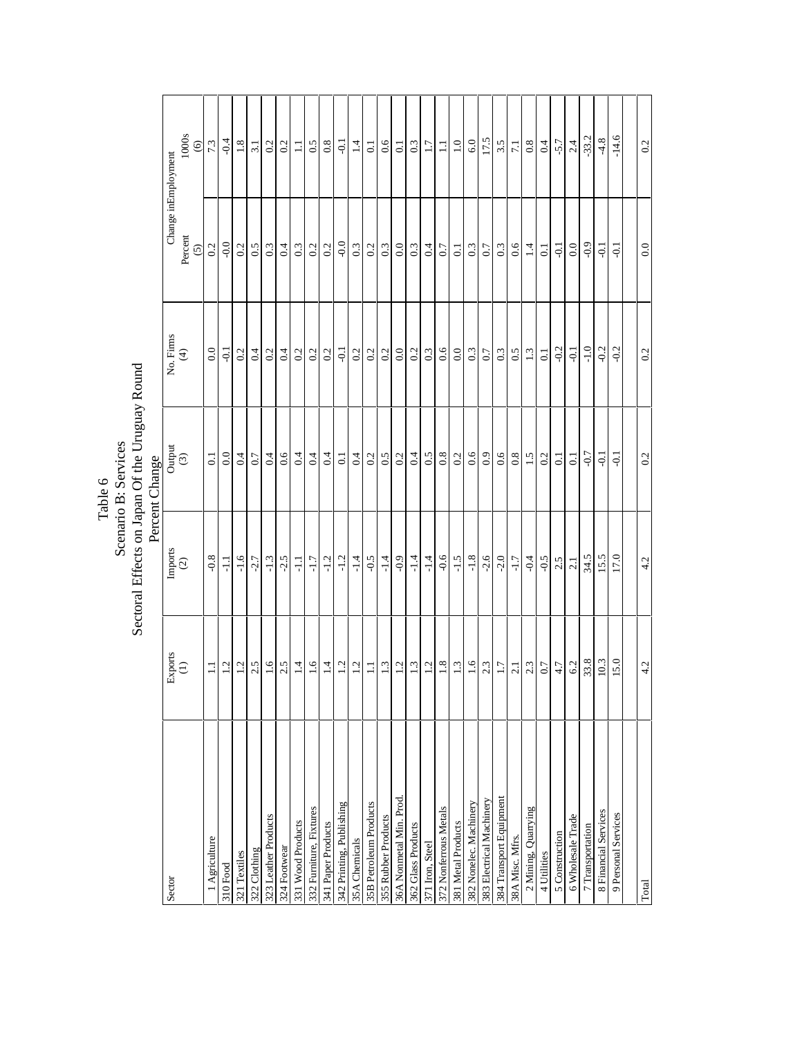Table 6
Scenario B: Services
Sectoral Effects on Japan Of the Uruguay Round
Percent Change

| Sector | Exports (1) | Imports (2) | Output (3) | No. Firms (4) | Change in Employment Percent (5) | Change in Employment 1000s (6) |
|---|---|---|---|---|---|---|
| 1 Agriculture | 1.1 | -0.8 | 0.1 | 0.0 | 0.2 | 7.3 |
| 310 Food | 1.2 | -1.1 | 0.0 | -0.1 | -0.0 | -0.4 |
| 321 Textiles | 1.2 | -1.6 | 0.4 | 0.2 | 0.2 | 1.8 |
| 322 Clothing | 2.5 | -2.7 | 0.7 | 0.4 | 0.5 | 3.1 |
| 323 Leather Products | 1.6 | -1.3 | 0.4 | 0.2 | 0.3 | 0.2 |
| 324 Footwear | 2.5 | -2.5 | 0.6 | 0.4 | 0.4 | 0.2 |
| 331 Wood Products | 1.4 | -1.1 | 0.4 | 0.2 | 0.3 | 1.1 |
| 332 Furniture, Fixtures | 1.6 | -1.7 | 0.4 | 0.2 | 0.2 | 0.5 |
| 341 Paper Products | 1.4 | -1.2 | 0.4 | 0.2 | 0.2 | 0.8 |
| 342 Printing, Publishing | 1.2 | -1.2 | 0.1 | -0.1 | -0.0 | -0.1 |
| 35A Chemicals | 1.2 | -1.4 | 0.4 | 0.2 | 0.3 | 1.4 |
| 35B Petroleum Products | 1.1 | -0.5 | 0.2 | 0.2 | 0.2 | 0.1 |
| 355 Rubber Products | 1.3 | -1.4 | 0.5 | 0.2 | 0.3 | 0.6 |
| 36A Nonmetal Min. Prod. | 1.2 | -0.9 | 0.2 | 0.0 | 0.0 | 0.1 |
| 362 Glass Products | 1.3 | -1.4 | 0.4 | 0.2 | 0.3 | 0.3 |
| 371 Iron, Steel | 1.2 | -1.4 | 0.5 | 0.3 | 0.4 | 1.7 |
| 372 Nonferrous Metals | 1.8 | -0.6 | 0.8 | 0.6 | 0.7 | 1.1 |
| 381 Metal Products | 1.3 | -1.5 | 0.2 | 0.0 | 0.1 | 1.0 |
| 382 Nonelec. Machinery | 1.6 | -1.8 | 0.6 | 0.3 | 0.3 | 6.0 |
| 383 Electrical Machinery | 2.3 | -2.6 | 0.9 | 0.7 | 0.7 | 17.5 |
| 384 Transport Equipment | 1.7 | -2.0 | 0.6 | 0.3 | 0.3 | 3.5 |
| 38A Misc. Mfrs. | 2.1 | -1.7 | 0.8 | 0.5 | 0.6 | 7.1 |
| 2 Mining, Quarrying | 2.3 | -0.4 | 1.5 | 1.3 | 1.4 | 0.8 |
| 4 Utilities | 0.7 | -0.5 | 0.2 | 0.1 | 0.1 | 0.4 |
| 5 Construction | 4.7 | 2.5 | 0.1 | -0.2 | -0.1 | -5.7 |
| 6 Wholesale Trade | 6.2 | 2.1 | 0.1 | -0.1 | 0.0 | 2.4 |
| 7 Transportation | 33.8 | 34.5 | -0.7 | -1.0 | -0.9 | -33.2 |
| 8 Financial Services | 10.3 | 15.5 | -0.1 | -0.2 | -0.1 | -4.8 |
| 9 Personal Services | 15.0 | 17.0 | -0.1 | -0.2 | -0.1 | -14.6 |
| Total | 4.2 | 4.2 | 0.2 | 0.2 | 0.0 | 0.2 |